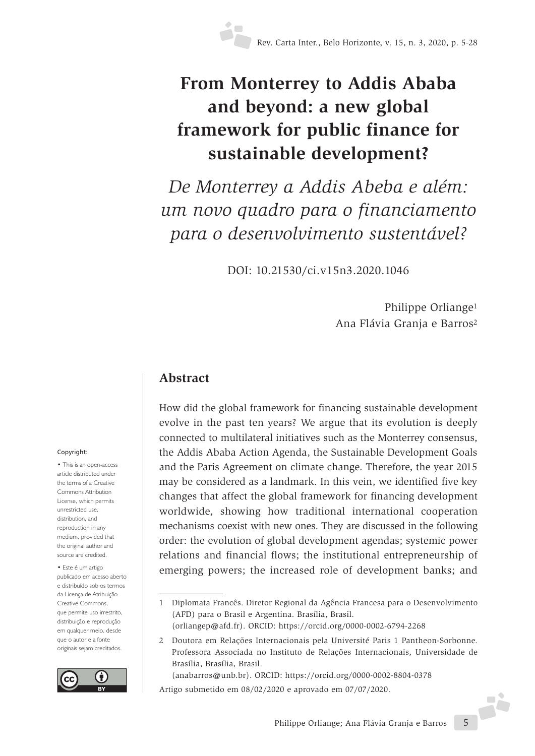# From Monterrey to Addis Ababa and beyond: a new global framework for public finance for sustainable development?

*De Monterrey a Addis Abeba e além: um novo quadro para o financiamento para o desenvolvimento sustentável?*

DOI: 10.21530/ci.v15n3.2020.1046

Philippe Orliange[1]
Ana Flávia Granja e Barros[2]

## Abstract

How did the global framework for financing sustainable development evolve in the past ten years? We argue that its evolution is deeply connected to multilateral initiatives such as the Monterrey consensus, the Addis Ababa Action Agenda, the Sustainable Development Goals and the Paris Agreement on climate change. Therefore, the year 2015 may be considered as a landmark. In this vein, we identified five key changes that affect the global framework for financing development worldwide, showing how traditional international cooperation mechanisms coexist with new ones. They are discussed in the following order: the evolution of global development agendas; systemic power relations and financial flows; the institutional entrepreneurship of emerging powers; the increased role of development banks; and

Copyright:

• This is an open-access article distributed under the terms of a Creative Commons Attribution License, which permits unrestricted use, distribution, and reproduction in any medium, provided that the original author and source are credited.

• Este é um artigo publicado em acesso aberto e distribuído sob os termos da Licença de Atribuição Creative Commons, que permite uso irrestrito, distribuição e reprodução em qualquer meio, desde que o autor e a fonte originais sejam creditados.

---

1 Diplomata Francês. Diretor Regional da Agência Francesa para o Desenvolvimento (AFD) para o Brasil e Argentina. Brasília, Brasil. (orliangep@afd.fr). ORCID: https://orcid.org/0000-0002-6794-2268

2 Doutora em Relações Internacionais pela Université Paris 1 Pantheon-Sorbonne. Professora Associada no Instituto de Relações Internacionais, Universidade de Brasília, Brasília, Brasil. (anabarros@unb.br). ORCID: https://orcid.org/0000-0002-8804-0378

Artigo submetido em 08/02/2020 e aprovado em 07/07/2020.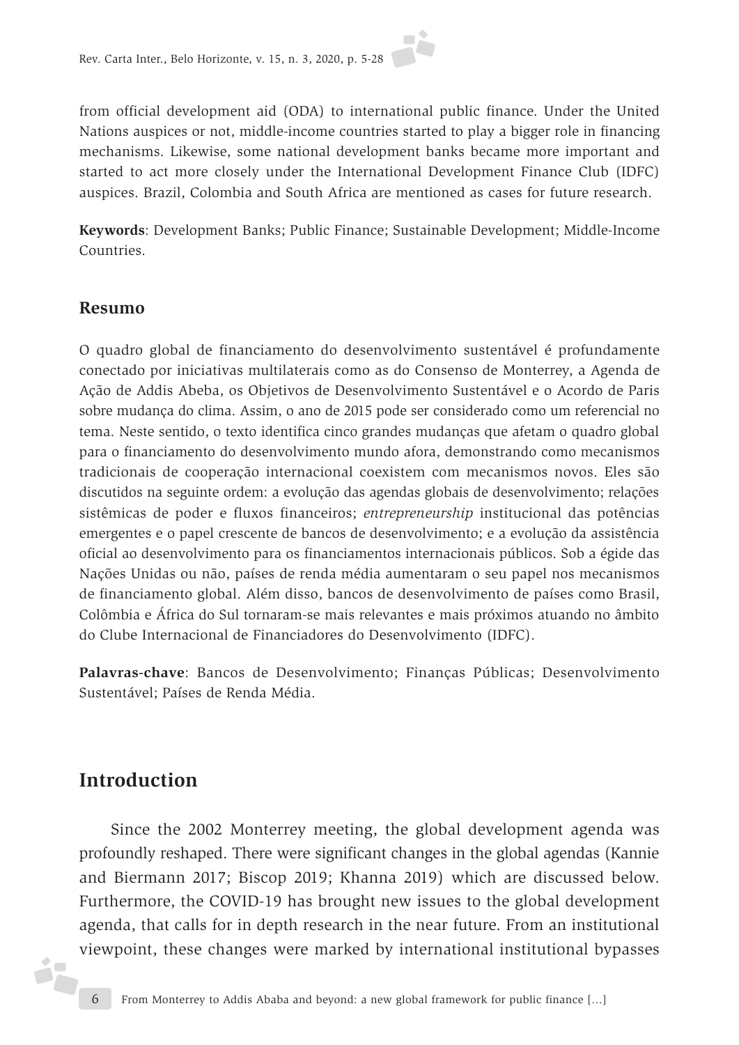from official development aid (ODA) to international public finance. Under the United Nations auspices or not, middle-income countries started to play a bigger role in financing mechanisms. Likewise, some national development banks became more important and started to act more closely under the International Development Finance Club (IDFC) auspices. Brazil, Colombia and South Africa are mentioned as cases for future research.

**Keywords**: Development Banks; Public Finance; Sustainable Development; Middle-Income Countries.

## Resumo

O quadro global de financiamento do desenvolvimento sustentável é profundamente conectado por iniciativas multilaterais como as do Consenso de Monterrey, a Agenda de Ação de Addis Abeba, os Objetivos de Desenvolvimento Sustentável e o Acordo de Paris sobre mudança do clima. Assim, o ano de 2015 pode ser considerado como um referencial no tema. Neste sentido, o texto identifica cinco grandes mudanças que afetam o quadro global para o financiamento do desenvolvimento mundo afora, demonstrando como mecanismos tradicionais de cooperação internacional coexistem com mecanismos novos. Eles são discutidos na seguinte ordem: a evolução das agendas globais de desenvolvimento; relações sistêmicas de poder e fluxos financeiros; *entrepreneurship* institucional das potências emergentes e o papel crescente de bancos de desenvolvimento; e a evolução da assistência oficial ao desenvolvimento para os financiamentos internacionais públicos. Sob a égide das Nações Unidas ou não, países de renda média aumentaram o seu papel nos mecanismos de financiamento global. Além disso, bancos de desenvolvimento de países como Brasil, Colômbia e África do Sul tornaram-se mais relevantes e mais próximos atuando no âmbito do Clube Internacional de Financiadores do Desenvolvimento (IDFC).

**Palavras-chave**: Bancos de Desenvolvimento; Finanças Públicas; Desenvolvimento Sustentável; Países de Renda Média.

# Introduction

Since the 2002 Monterrey meeting, the global development agenda was profoundly reshaped. There were significant changes in the global agendas (Kannie and Biermann 2017; Biscop 2019; Khanna 2019) which are discussed below. Furthermore, the COVID-19 has brought new issues to the global development agenda, that calls for in depth research in the near future. From an institutional viewpoint, these changes were marked by international institutional bypasses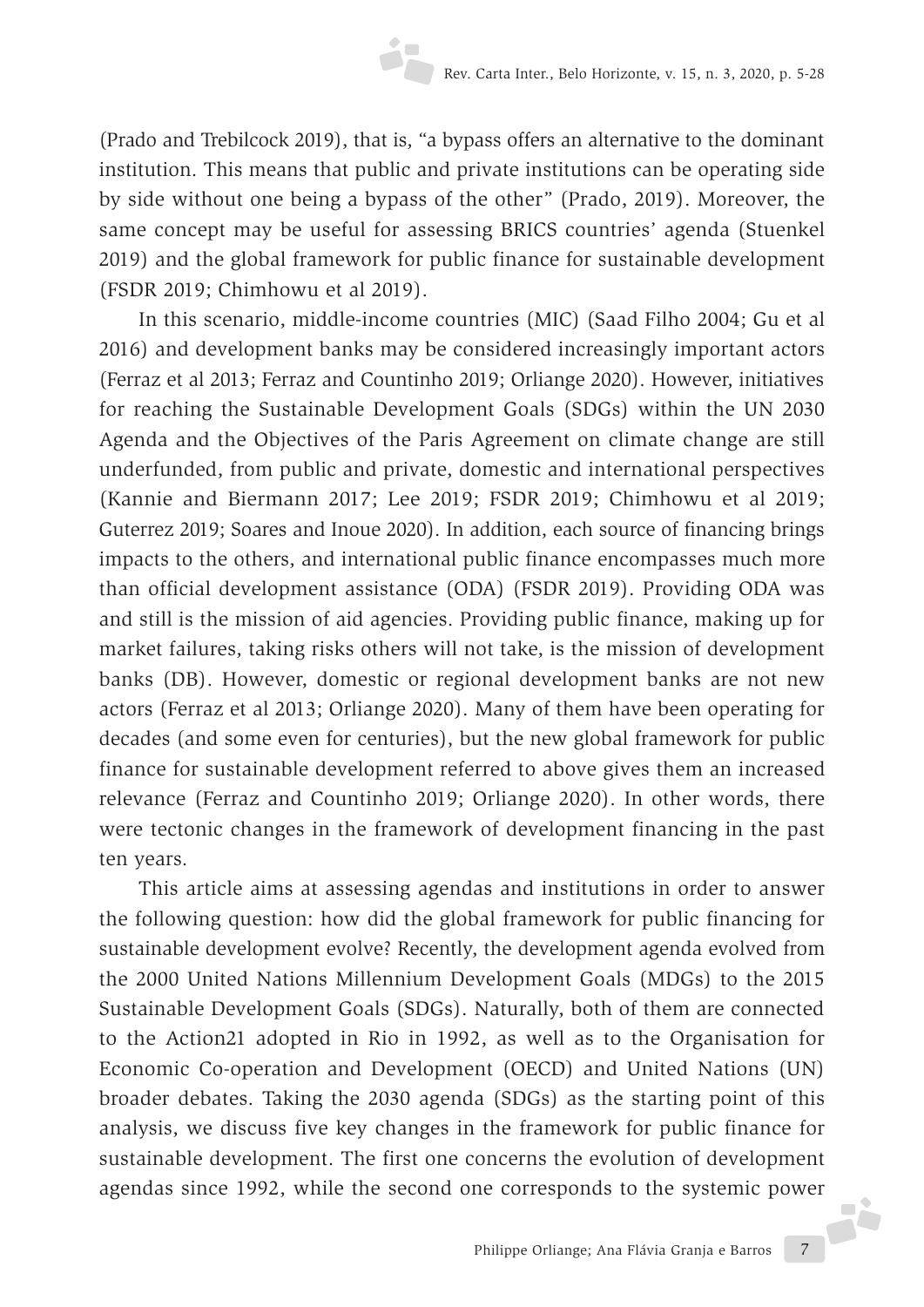(Prado and Trebilcock 2019), that is, "a bypass offers an alternative to the dominant institution. This means that public and private institutions can be operating side by side without one being a bypass of the other" (Prado, 2019). Moreover, the same concept may be useful for assessing BRICS countries' agenda (Stuenkel 2019) and the global framework for public finance for sustainable development (FSDR 2019; Chimhowu et al 2019).

In this scenario, middle-income countries (MIC) (Saad Filho 2004; Gu et al 2016) and development banks may be considered increasingly important actors (Ferraz et al 2013; Ferraz and Countinho 2019; Orliange 2020). However, initiatives for reaching the Sustainable Development Goals (SDGs) within the UN 2030 Agenda and the Objectives of the Paris Agreement on climate change are still underfunded, from public and private, domestic and international perspectives (Kannie and Biermann 2017; Lee 2019; FSDR 2019; Chimhowu et al 2019; Guterrez 2019; Soares and Inoue 2020). In addition, each source of financing brings impacts to the others, and international public finance encompasses much more than official development assistance (ODA) (FSDR 2019). Providing ODA was and still is the mission of aid agencies. Providing public finance, making up for market failures, taking risks others will not take, is the mission of development banks (DB). However, domestic or regional development banks are not new actors (Ferraz et al 2013; Orliange 2020). Many of them have been operating for decades (and some even for centuries), but the new global framework for public finance for sustainable development referred to above gives them an increased relevance (Ferraz and Countinho 2019; Orliange 2020). In other words, there were tectonic changes in the framework of development financing in the past ten years.

This article aims at assessing agendas and institutions in order to answer the following question: how did the global framework for public financing for sustainable development evolve? Recently, the development agenda evolved from the 2000 United Nations Millennium Development Goals (MDGs) to the 2015 Sustainable Development Goals (SDGs). Naturally, both of them are connected to the Action21 adopted in Rio in 1992, as well as to the Organisation for Economic Co-operation and Development (OECD) and United Nations (UN) broader debates. Taking the 2030 agenda (SDGs) as the starting point of this analysis, we discuss five key changes in the framework for public finance for sustainable development. The first one concerns the evolution of development agendas since 1992, while the second one corresponds to the systemic power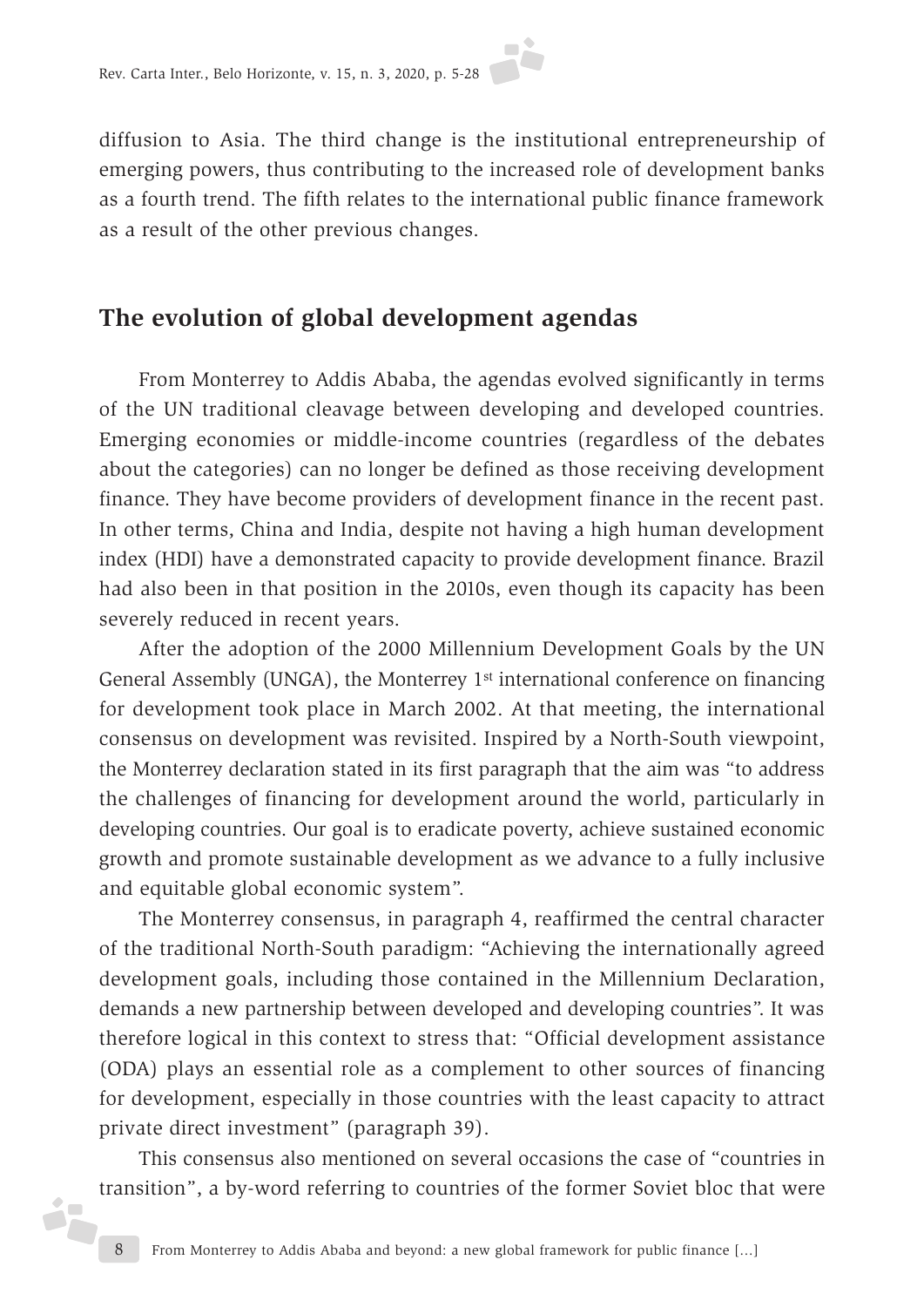diffusion to Asia. The third change is the institutional entrepreneurship of emerging powers, thus contributing to the increased role of development banks as a fourth trend. The fifth relates to the international public finance framework as a result of the other previous changes.

## The evolution of global development agendas

From Monterrey to Addis Ababa, the agendas evolved significantly in terms of the UN traditional cleavage between developing and developed countries. Emerging economies or middle-income countries (regardless of the debates about the categories) can no longer be defined as those receiving development finance. They have become providers of development finance in the recent past. In other terms, China and India, despite not having a high human development index (HDI) have a demonstrated capacity to provide development finance. Brazil had also been in that position in the 2010s, even though its capacity has been severely reduced in recent years.

After the adoption of the 2000 Millennium Development Goals by the UN General Assembly (UNGA), the Monterrey 1st international conference on financing for development took place in March 2002. At that meeting, the international consensus on development was revisited. Inspired by a North-South viewpoint, the Monterrey declaration stated in its first paragraph that the aim was "to address the challenges of financing for development around the world, particularly in developing countries. Our goal is to eradicate poverty, achieve sustained economic growth and promote sustainable development as we advance to a fully inclusive and equitable global economic system".

The Monterrey consensus, in paragraph 4, reaffirmed the central character of the traditional North-South paradigm: "Achieving the internationally agreed development goals, including those contained in the Millennium Declaration, demands a new partnership between developed and developing countries". It was therefore logical in this context to stress that: "Official development assistance (ODA) plays an essential role as a complement to other sources of financing for development, especially in those countries with the least capacity to attract private direct investment" (paragraph 39).

This consensus also mentioned on several occasions the case of "countries in transition", a by-word referring to countries of the former Soviet bloc that were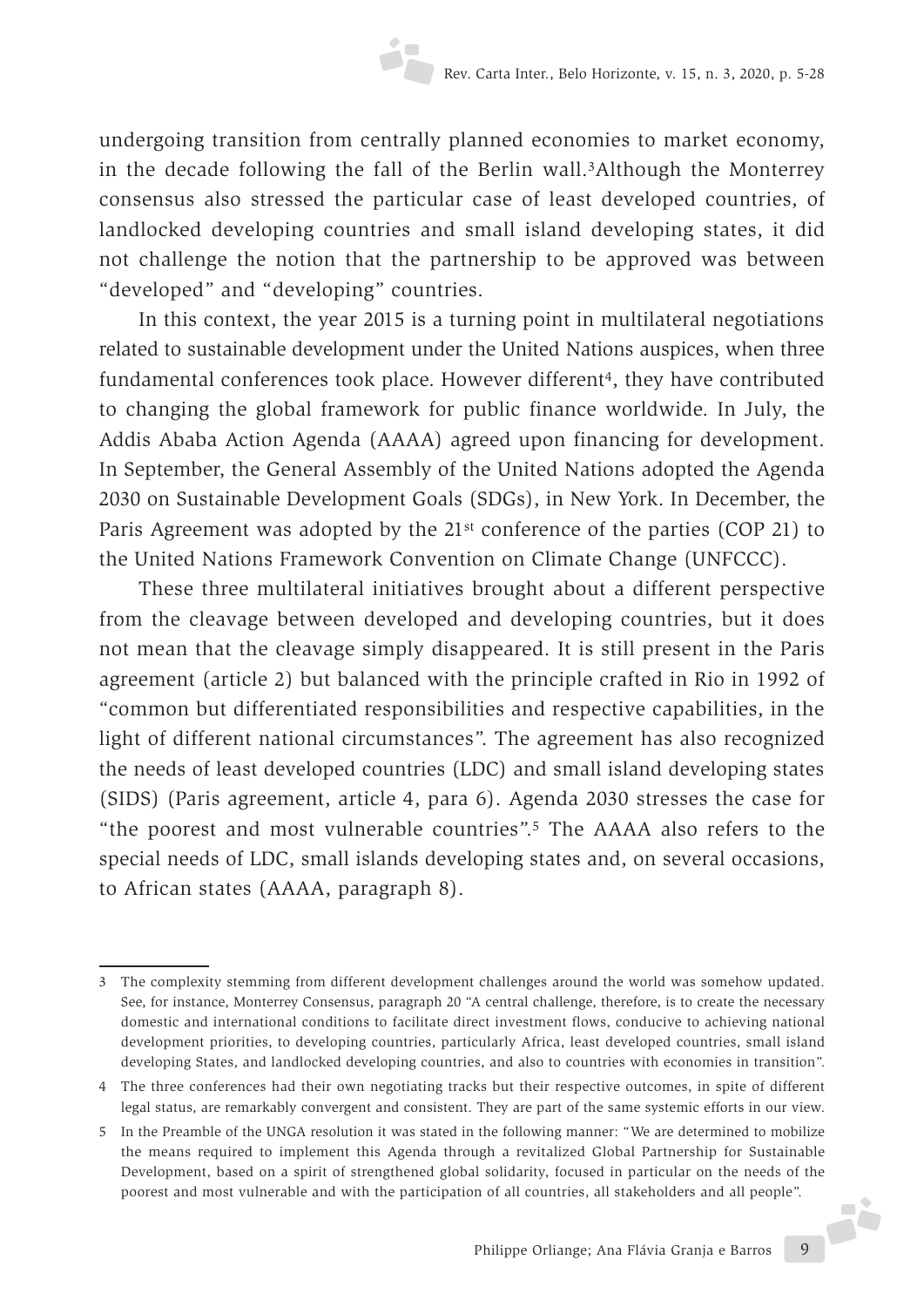undergoing transition from centrally planned economies to market economy, in the decade following the fall of the Berlin wall.[3]Although the Monterrey consensus also stressed the particular case of least developed countries, of landlocked developing countries and small island developing states, it did not challenge the notion that the partnership to be approved was between "developed" and "developing" countries.

In this context, the year 2015 is a turning point in multilateral negotiations related to sustainable development under the United Nations auspices, when three fundamental conferences took place. However different[4], they have contributed to changing the global framework for public finance worldwide. In July, the Addis Ababa Action Agenda (AAAA) agreed upon financing for development. In September, the General Assembly of the United Nations adopted the Agenda 2030 on Sustainable Development Goals (SDGs), in New York. In December, the Paris Agreement was adopted by the 21st conference of the parties (COP 21) to the United Nations Framework Convention on Climate Change (UNFCCC).

These three multilateral initiatives brought about a different perspective from the cleavage between developed and developing countries, but it does not mean that the cleavage simply disappeared. It is still present in the Paris agreement (article 2) but balanced with the principle crafted in Rio in 1992 of "common but differentiated responsibilities and respective capabilities, in the light of different national circumstances". The agreement has also recognized the needs of least developed countries (LDC) and small island developing states (SIDS) (Paris agreement, article 4, para 6). Agenda 2030 stresses the case for "the poorest and most vulnerable countries".[5] The AAAA also refers to the special needs of LDC, small islands developing states and, on several occasions, to African states (AAAA, paragraph 8).

---

3 The complexity stemming from different development challenges around the world was somehow updated. See, for instance, Monterrey Consensus, paragraph 20 "A central challenge, therefore, is to create the necessary domestic and international conditions to facilitate direct investment flows, conducive to achieving national development priorities, to developing countries, particularly Africa, least developed countries, small island developing States, and landlocked developing countries, and also to countries with economies in transition".

4 The three conferences had their own negotiating tracks but their respective outcomes, in spite of different legal status, are remarkably convergent and consistent. They are part of the same systemic efforts in our view.

5 In the Preamble of the UNGA resolution it was stated in the following manner: "We are determined to mobilize the means required to implement this Agenda through a revitalized Global Partnership for Sustainable Development, based on a spirit of strengthened global solidarity, focused in particular on the needs of the poorest and most vulnerable and with the participation of all countries, all stakeholders and all people".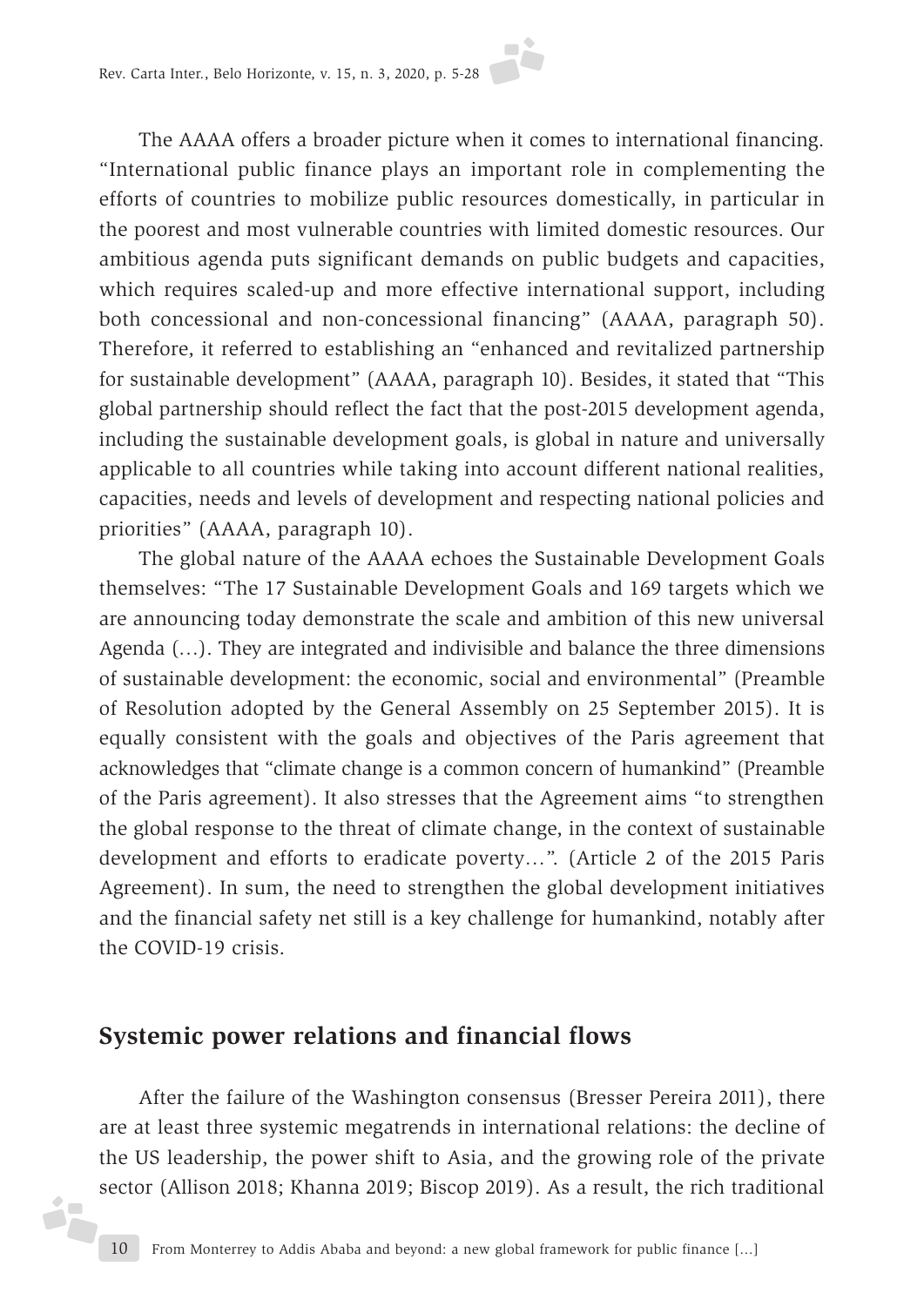The AAAA offers a broader picture when it comes to international financing. "International public finance plays an important role in complementing the efforts of countries to mobilize public resources domestically, in particular in the poorest and most vulnerable countries with limited domestic resources. Our ambitious agenda puts significant demands on public budgets and capacities, which requires scaled-up and more effective international support, including both concessional and non-concessional financing" (AAAA, paragraph 50). Therefore, it referred to establishing an "enhanced and revitalized partnership for sustainable development" (AAAA, paragraph 10). Besides, it stated that "This global partnership should reflect the fact that the post-2015 development agenda, including the sustainable development goals, is global in nature and universally applicable to all countries while taking into account different national realities, capacities, needs and levels of development and respecting national policies and priorities" (AAAA, paragraph 10).

The global nature of the AAAA echoes the Sustainable Development Goals themselves: "The 17 Sustainable Development Goals and 169 targets which we are announcing today demonstrate the scale and ambition of this new universal Agenda (…). They are integrated and indivisible and balance the three dimensions of sustainable development: the economic, social and environmental" (Preamble of Resolution adopted by the General Assembly on 25 September 2015). It is equally consistent with the goals and objectives of the Paris agreement that acknowledges that "climate change is a common concern of humankind" (Preamble of the Paris agreement). It also stresses that the Agreement aims "to strengthen the global response to the threat of climate change, in the context of sustainable development and efforts to eradicate poverty…". (Article 2 of the 2015 Paris Agreement). In sum, the need to strengthen the global development initiatives and the financial safety net still is a key challenge for humankind, notably after the COVID-19 crisis.

## Systemic power relations and financial flows

After the failure of the Washington consensus (Bresser Pereira 2011), there are at least three systemic megatrends in international relations: the decline of the US leadership, the power shift to Asia, and the growing role of the private sector (Allison 2018; Khanna 2019; Biscop 2019). As a result, the rich traditional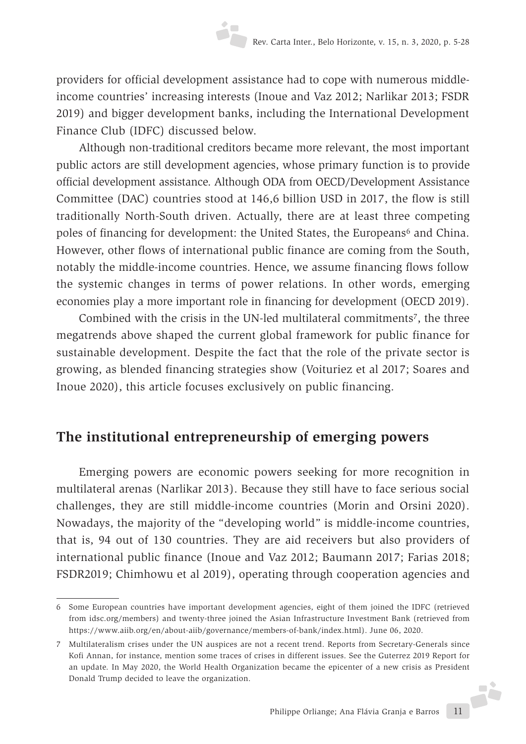providers for official development assistance had to cope with numerous middle-income countries' increasing interests (Inoue and Vaz 2012; Narlikar 2013; FSDR 2019) and bigger development banks, including the International Development Finance Club (IDFC) discussed below.

Although non-traditional creditors became more relevant, the most important public actors are still development agencies, whose primary function is to provide official development assistance. Although ODA from OECD/Development Assistance Committee (DAC) countries stood at 146,6 billion USD in 2017, the flow is still traditionally North-South driven. Actually, there are at least three competing poles of financing for development: the United States, the Europeans[6] and China. However, other flows of international public finance are coming from the South, notably the middle-income countries. Hence, we assume financing flows follow the systemic changes in terms of power relations. In other words, emerging economies play a more important role in financing for development (OECD 2019).

Combined with the crisis in the UN-led multilateral commitments[7], the three megatrends above shaped the current global framework for public finance for sustainable development. Despite the fact that the role of the private sector is growing, as blended financing strategies show (Voituriez et al 2017; Soares and Inoue 2020), this article focuses exclusively on public financing.

## The institutional entrepreneurship of emerging powers

Emerging powers are economic powers seeking for more recognition in multilateral arenas (Narlikar 2013). Because they still have to face serious social challenges, they are still middle-income countries (Morin and Orsini 2020). Nowadays, the majority of the "developing world" is middle-income countries, that is, 94 out of 130 countries. They are aid receivers but also providers of international public finance (Inoue and Vaz 2012; Baumann 2017; Farias 2018; FSDR2019; Chimhowu et al 2019), operating through cooperation agencies and

---

6 Some European countries have important development agencies, eight of them joined the IDFC (retrieved from idsc.org/members) and twenty-three joined the Asian Infrastructure Investment Bank (retrieved from https://www.aiib.org/en/about-aiib/governance/members-of-bank/index.html). June 06, 2020.

7 Multilateralism crises under the UN auspices are not a recent trend. Reports from Secretary-Generals since Kofi Annan, for instance, mention some traces of crises in different issues. See the Guterrez 2019 Report for an update. In May 2020, the World Health Organization became the epicenter of a new crisis as President Donald Trump decided to leave the organization.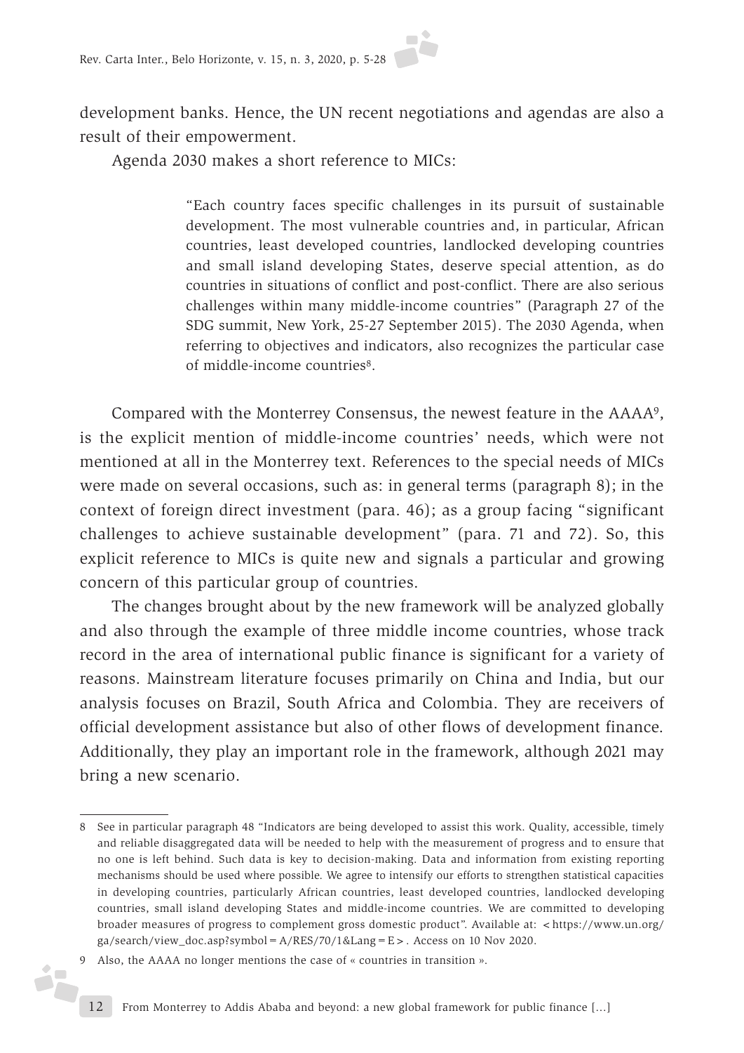development banks. Hence, the UN recent negotiations and agendas are also a result of their empowerment.

Agenda 2030 makes a short reference to MICs:

> "Each country faces specific challenges in its pursuit of sustainable development. The most vulnerable countries and, in particular, African countries, least developed countries, landlocked developing countries and small island developing States, deserve special attention, as do countries in situations of conflict and post-conflict. There are also serious challenges within many middle-income countries" (Paragraph 27 of the SDG summit, New York, 25-27 September 2015). The 2030 Agenda, when referring to objectives and indicators, also recognizes the particular case of middle-income countries[8].

Compared with the Monterrey Consensus, the newest feature in the AAAA[9], is the explicit mention of middle-income countries' needs, which were not mentioned at all in the Monterrey text. References to the special needs of MICs were made on several occasions, such as: in general terms (paragraph 8); in the context of foreign direct investment (para. 46); as a group facing "significant challenges to achieve sustainable development" (para. 71 and 72). So, this explicit reference to MICs is quite new and signals a particular and growing concern of this particular group of countries.

The changes brought about by the new framework will be analyzed globally and also through the example of three middle income countries, whose track record in the area of international public finance is significant for a variety of reasons. Mainstream literature focuses primarily on China and India, but our analysis focuses on Brazil, South Africa and Colombia. They are receivers of official development assistance but also of other flows of development finance. Additionally, they play an important role in the framework, although 2021 may bring a new scenario.

---

8 See in particular paragraph 48 "Indicators are being developed to assist this work. Quality, accessible, timely and reliable disaggregated data will be needed to help with the measurement of progress and to ensure that no one is left behind. Such data is key to decision-making. Data and information from existing reporting mechanisms should be used where possible. We agree to intensify our efforts to strengthen statistical capacities in developing countries, particularly African countries, least developed countries, landlocked developing countries, small island developing States and middle-income countries. We are committed to developing broader measures of progress to complement gross domestic product". Available at: <https://www.un.org/ga/search/view_doc.asp?symbol=A/RES/70/1&Lang=E>. Access on 10 Nov 2020.

9 Also, the AAAA no longer mentions the case of « countries in transition ».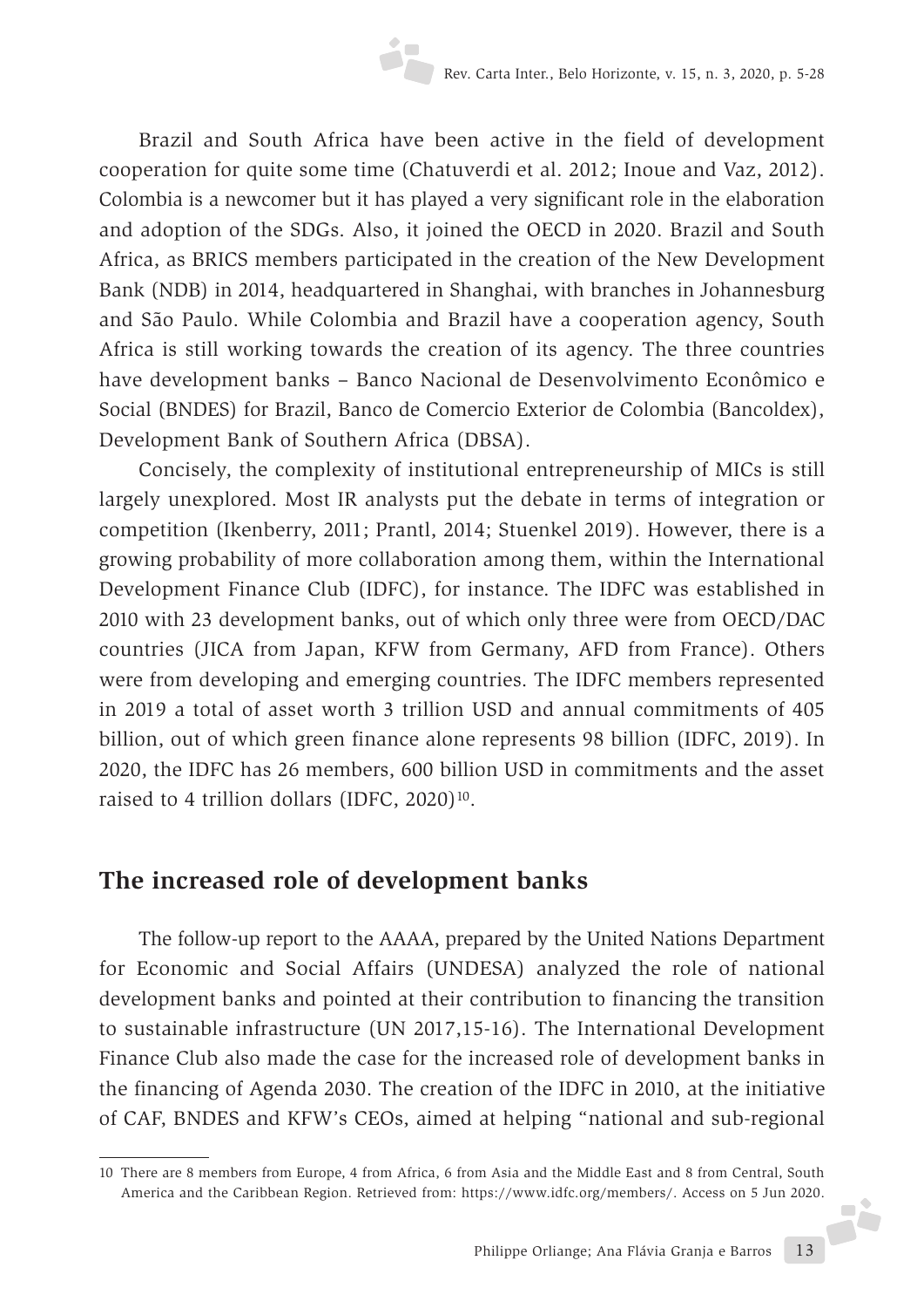Brazil and South Africa have been active in the field of development cooperation for quite some time (Chatuverdi et al. 2012; Inoue and Vaz, 2012). Colombia is a newcomer but it has played a very significant role in the elaboration and adoption of the SDGs. Also, it joined the OECD in 2020. Brazil and South Africa, as BRICS members participated in the creation of the New Development Bank (NDB) in 2014, headquartered in Shanghai, with branches in Johannesburg and São Paulo. While Colombia and Brazil have a cooperation agency, South Africa is still working towards the creation of its agency. The three countries have development banks – Banco Nacional de Desenvolvimento Econômico e Social (BNDES) for Brazil, Banco de Comercio Exterior de Colombia (Bancoldex), Development Bank of Southern Africa (DBSA).

Concisely, the complexity of institutional entrepreneurship of MICs is still largely unexplored. Most IR analysts put the debate in terms of integration or competition (Ikenberry, 2011; Prantl, 2014; Stuenkel 2019). However, there is a growing probability of more collaboration among them, within the International Development Finance Club (IDFC), for instance. The IDFC was established in 2010 with 23 development banks, out of which only three were from OECD/DAC countries (JICA from Japan, KFW from Germany, AFD from France). Others were from developing and emerging countries. The IDFC members represented in 2019 a total of asset worth 3 trillion USD and annual commitments of 405 billion, out of which green finance alone represents 98 billion (IDFC, 2019). In 2020, the IDFC has 26 members, 600 billion USD in commitments and the asset raised to 4 trillion dollars (IDFC, 2020)[10].

## The increased role of development banks

The follow-up report to the AAAA, prepared by the United Nations Department for Economic and Social Affairs (UNDESA) analyzed the role of national development banks and pointed at their contribution to financing the transition to sustainable infrastructure (UN 2017,15-16). The International Development Finance Club also made the case for the increased role of development banks in the financing of Agenda 2030. The creation of the IDFC in 2010, at the initiative of CAF, BNDES and KFW's CEOs, aimed at helping "national and sub-regional

---

10 There are 8 members from Europe, 4 from Africa, 6 from Asia and the Middle East and 8 from Central, South America and the Caribbean Region. Retrieved from: https://www.idfc.org/members/. Access on 5 Jun 2020.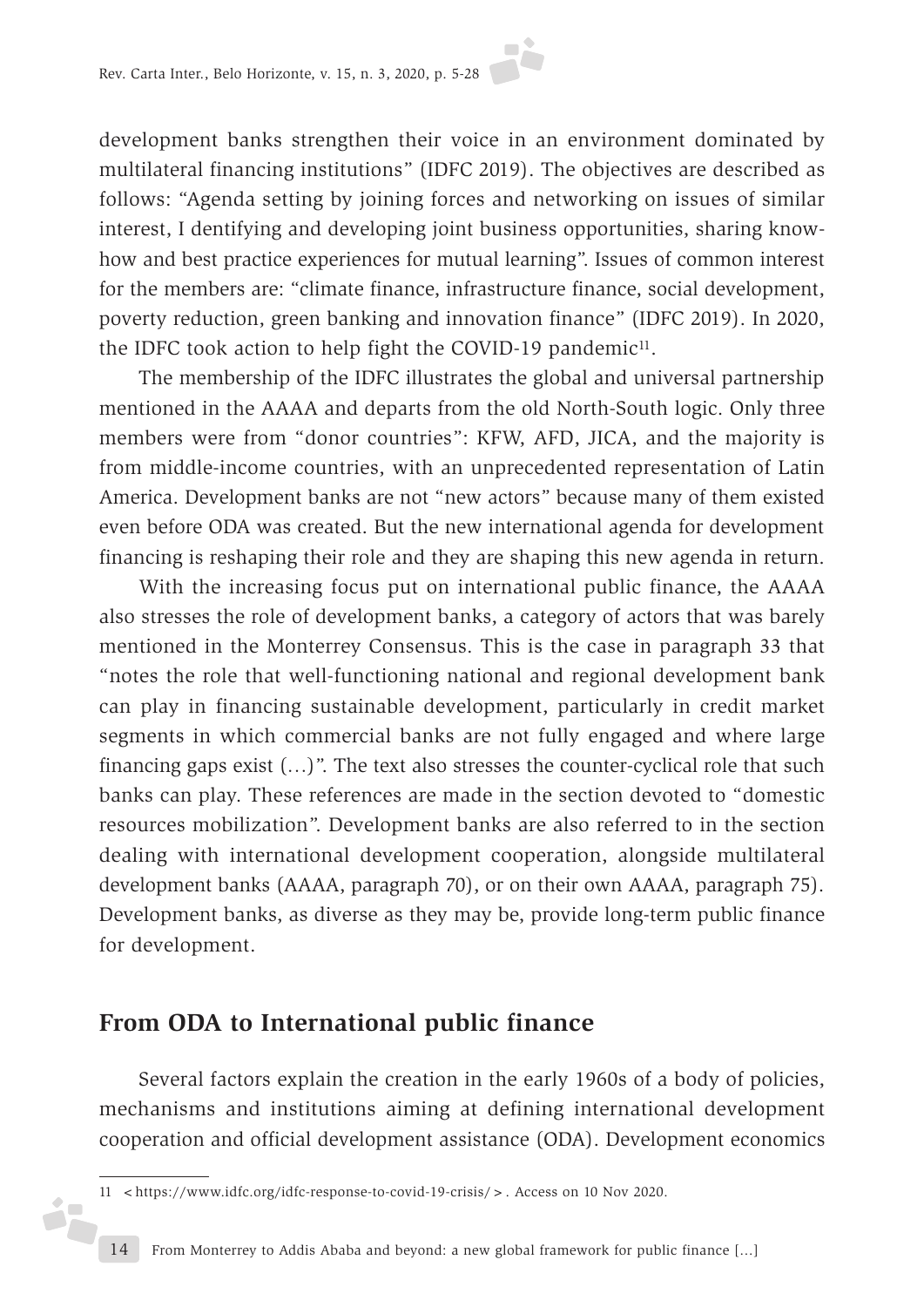development banks strengthen their voice in an environment dominated by multilateral financing institutions" (IDFC 2019). The objectives are described as follows: "Agenda setting by joining forces and networking on issues of similar interest, I dentifying and developing joint business opportunities, sharing know-how and best practice experiences for mutual learning". Issues of common interest for the members are: "climate finance, infrastructure finance, social development, poverty reduction, green banking and innovation finance" (IDFC 2019). In 2020, the IDFC took action to help fight the COVID-19 pandemic[11].

The membership of the IDFC illustrates the global and universal partnership mentioned in the AAAA and departs from the old North-South logic. Only three members were from "donor countries": KFW, AFD, JICA, and the majority is from middle-income countries, with an unprecedented representation of Latin America. Development banks are not "new actors" because many of them existed even before ODA was created. But the new international agenda for development financing is reshaping their role and they are shaping this new agenda in return.

With the increasing focus put on international public finance, the AAAA also stresses the role of development banks, a category of actors that was barely mentioned in the Monterrey Consensus. This is the case in paragraph 33 that "notes the role that well-functioning national and regional development bank can play in financing sustainable development, particularly in credit market segments in which commercial banks are not fully engaged and where large financing gaps exist (…)". The text also stresses the counter-cyclical role that such banks can play. These references are made in the section devoted to "domestic resources mobilization". Development banks are also referred to in the section dealing with international development cooperation, alongside multilateral development banks (AAAA, paragraph 70), or on their own AAAA, paragraph 75). Development banks, as diverse as they may be, provide long-term public finance for development.

## From ODA to International public finance

Several factors explain the creation in the early 1960s of a body of policies, mechanisms and institutions aiming at defining international development cooperation and official development assistance (ODA). Development economics

---

11 <https://www.idfc.org/idfc-response-to-covid-19-crisis/>. Access on 10 Nov 2020.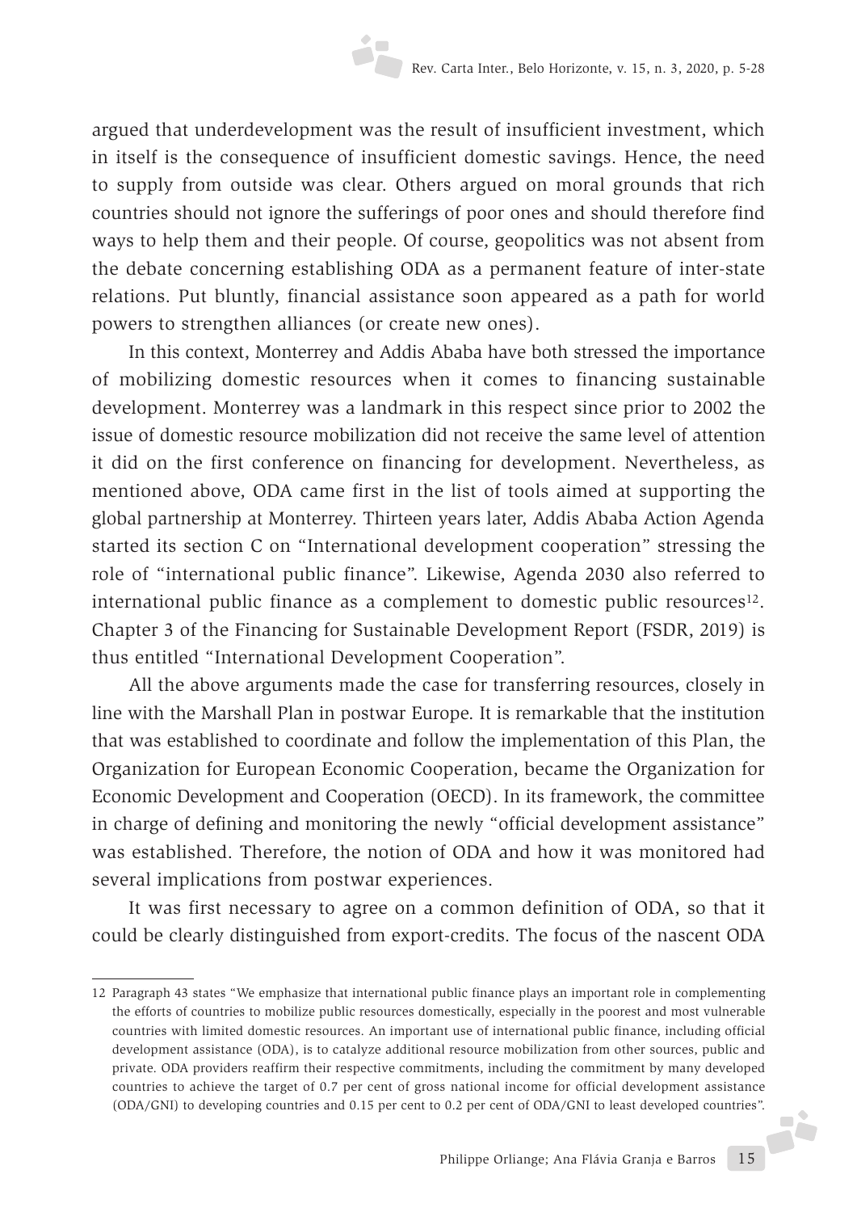argued that underdevelopment was the result of insufficient investment, which in itself is the consequence of insufficient domestic savings. Hence, the need to supply from outside was clear. Others argued on moral grounds that rich countries should not ignore the sufferings of poor ones and should therefore find ways to help them and their people. Of course, geopolitics was not absent from the debate concerning establishing ODA as a permanent feature of inter-state relations. Put bluntly, financial assistance soon appeared as a path for world powers to strengthen alliances (or create new ones).

In this context, Monterrey and Addis Ababa have both stressed the importance of mobilizing domestic resources when it comes to financing sustainable development. Monterrey was a landmark in this respect since prior to 2002 the issue of domestic resource mobilization did not receive the same level of attention it did on the first conference on financing for development. Nevertheless, as mentioned above, ODA came first in the list of tools aimed at supporting the global partnership at Monterrey. Thirteen years later, Addis Ababa Action Agenda started its section C on "International development cooperation" stressing the role of "international public finance". Likewise, Agenda 2030 also referred to international public finance as a complement to domestic public resources[12]. Chapter 3 of the Financing for Sustainable Development Report (FSDR, 2019) is thus entitled "International Development Cooperation".

All the above arguments made the case for transferring resources, closely in line with the Marshall Plan in postwar Europe. It is remarkable that the institution that was established to coordinate and follow the implementation of this Plan, the Organization for European Economic Cooperation, became the Organization for Economic Development and Cooperation (OECD). In its framework, the committee in charge of defining and monitoring the newly "official development assistance" was established. Therefore, the notion of ODA and how it was monitored had several implications from postwar experiences.

It was first necessary to agree on a common definition of ODA, so that it could be clearly distinguished from export-credits. The focus of the nascent ODA

---

12 Paragraph 43 states "We emphasize that international public finance plays an important role in complementing the efforts of countries to mobilize public resources domestically, especially in the poorest and most vulnerable countries with limited domestic resources. An important use of international public finance, including official development assistance (ODA), is to catalyze additional resource mobilization from other sources, public and private. ODA providers reaffirm their respective commitments, including the commitment by many developed countries to achieve the target of 0.7 per cent of gross national income for official development assistance (ODA/GNI) to developing countries and 0.15 per cent to 0.2 per cent of ODA/GNI to least developed countries".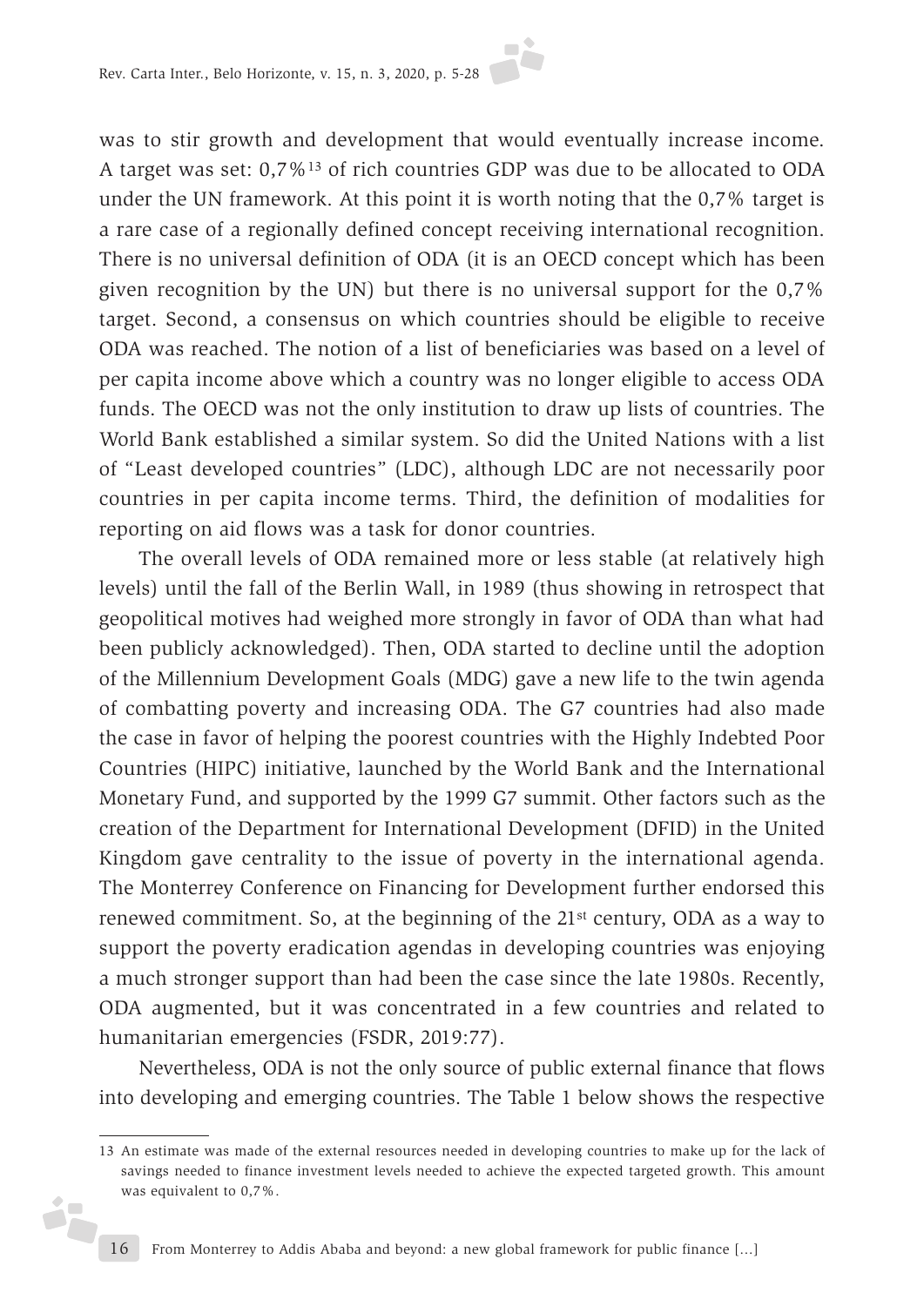was to stir growth and development that would eventually increase income. A target was set: 0,7%[13] of rich countries GDP was due to be allocated to ODA under the UN framework. At this point it is worth noting that the 0,7% target is a rare case of a regionally defined concept receiving international recognition. There is no universal definition of ODA (it is an OECD concept which has been given recognition by the UN) but there is no universal support for the 0,7% target. Second, a consensus on which countries should be eligible to receive ODA was reached. The notion of a list of beneficiaries was based on a level of per capita income above which a country was no longer eligible to access ODA funds. The OECD was not the only institution to draw up lists of countries. The World Bank established a similar system. So did the United Nations with a list of "Least developed countries" (LDC), although LDC are not necessarily poor countries in per capita income terms. Third, the definition of modalities for reporting on aid flows was a task for donor countries.

The overall levels of ODA remained more or less stable (at relatively high levels) until the fall of the Berlin Wall, in 1989 (thus showing in retrospect that geopolitical motives had weighed more strongly in favor of ODA than what had been publicly acknowledged). Then, ODA started to decline until the adoption of the Millennium Development Goals (MDG) gave a new life to the twin agenda of combatting poverty and increasing ODA. The G7 countries had also made the case in favor of helping the poorest countries with the Highly Indebted Poor Countries (HIPC) initiative, launched by the World Bank and the International Monetary Fund, and supported by the 1999 G7 summit. Other factors such as the creation of the Department for International Development (DFID) in the United Kingdom gave centrality to the issue of poverty in the international agenda. The Monterrey Conference on Financing for Development further endorsed this renewed commitment. So, at the beginning of the 21st century, ODA as a way to support the poverty eradication agendas in developing countries was enjoying a much stronger support than had been the case since the late 1980s. Recently, ODA augmented, but it was concentrated in a few countries and related to humanitarian emergencies (FSDR, 2019:77).

Nevertheless, ODA is not the only source of public external finance that flows into developing and emerging countries. The Table 1 below shows the respective

---

13 An estimate was made of the external resources needed in developing countries to make up for the lack of savings needed to finance investment levels needed to achieve the expected targeted growth. This amount was equivalent to 0,7%.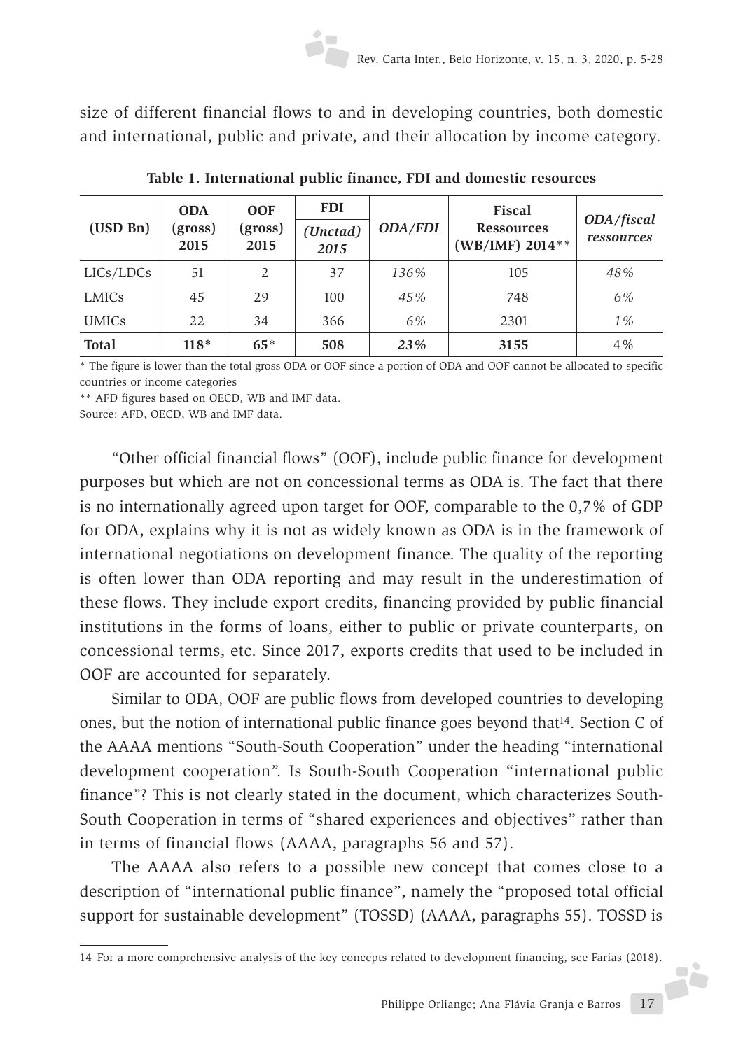size of different financial flows to and in developing countries, both domestic and international, public and private, and their allocation by income category.

**Table 1. International public finance, FDI and domestic resources**

| (USD Bn) | ODA (gross) 2015 | OOF (gross) 2015 | FDI *(Unctad) 2015* | *ODA/FDI* | Fiscal Ressources (WB/IMF) 2014** | *ODA/fiscal ressources* |
|---|---|---|---|---|---|---|
| LICs/LDCs | 51 | 2 | 37 | *136%* | 105 | *48%* |
| LMICs | 45 | 29 | 100 | *45%* | 748 | *6%* |
| UMICs | 22 | 34 | 366 | *6%* | 2301 | *1%* |
| **Total** | **118*** | **65*** | **508** | ***23%*** | **3155** | 4% |

* The figure is lower than the total gross ODA or OOF since a portion of ODA and OOF cannot be allocated to specific countries or income categories

** AFD figures based on OECD, WB and IMF data.

Source: AFD, OECD, WB and IMF data.

"Other official financial flows" (OOF), include public finance for development purposes but which are not on concessional terms as ODA is. The fact that there is no internationally agreed upon target for OOF, comparable to the 0,7% of GDP for ODA, explains why it is not as widely known as ODA is in the framework of international negotiations on development finance. The quality of the reporting is often lower than ODA reporting and may result in the underestimation of these flows. They include export credits, financing provided by public financial institutions in the forms of loans, either to public or private counterparts, on concessional terms, etc. Since 2017, exports credits that used to be included in OOF are accounted for separately.

Similar to ODA, OOF are public flows from developed countries to developing ones, but the notion of international public finance goes beyond that[14]. Section C of the AAAA mentions "South-South Cooperation" under the heading "international development cooperation". Is South-South Cooperation "international public finance"? This is not clearly stated in the document, which characterizes South-South Cooperation in terms of "shared experiences and objectives" rather than in terms of financial flows (AAAA, paragraphs 56 and 57).

The AAAA also refers to a possible new concept that comes close to a description of "international public finance", namely the "proposed total official support for sustainable development" (TOSSD) (AAAA, paragraphs 55). TOSSD is

14 For a more comprehensive analysis of the key concepts related to development financing, see Farias (2018).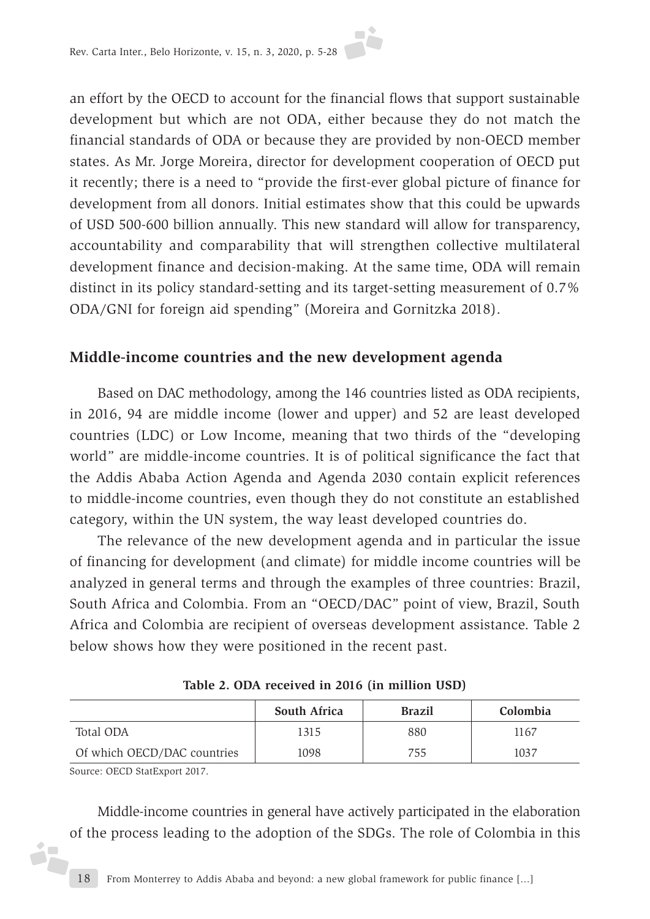an effort by the OECD to account for the financial flows that support sustainable development but which are not ODA, either because they do not match the financial standards of ODA or because they are provided by non-OECD member states. As Mr. Jorge Moreira, director for development cooperation of OECD put it recently; there is a need to "provide the first-ever global picture of finance for development from all donors. Initial estimates show that this could be upwards of USD 500-600 billion annually. This new standard will allow for transparency, accountability and comparability that will strengthen collective multilateral development finance and decision-making. At the same time, ODA will remain distinct in its policy standard-setting and its target-setting measurement of 0.7% ODA/GNI for foreign aid spending" (Moreira and Gornitzka 2018).

## Middle-income countries and the new development agenda

Based on DAC methodology, among the 146 countries listed as ODA recipients, in 2016, 94 are middle income (lower and upper) and 52 are least developed countries (LDC) or Low Income, meaning that two thirds of the "developing world" are middle-income countries. It is of political significance the fact that the Addis Ababa Action Agenda and Agenda 2030 contain explicit references to middle-income countries, even though they do not constitute an established category, within the UN system, the way least developed countries do.

The relevance of the new development agenda and in particular the issue of financing for development (and climate) for middle income countries will be analyzed in general terms and through the examples of three countries: Brazil, South Africa and Colombia. From an "OECD/DAC" point of view, Brazil, South Africa and Colombia are recipient of overseas development assistance. Table 2 below shows how they were positioned in the recent past.

**Table 2. ODA received in 2016 (in million USD)**

| | South Africa | Brazil | Colombia |
|---|---|---|---|
| Total ODA | 1315 | 880 | 1167 |
| Of which OECD/DAC countries | 1098 | 755 | 1037 |

Source: OECD StatExport 2017.

Middle-income countries in general have actively participated in the elaboration of the process leading to the adoption of the SDGs. The role of Colombia in this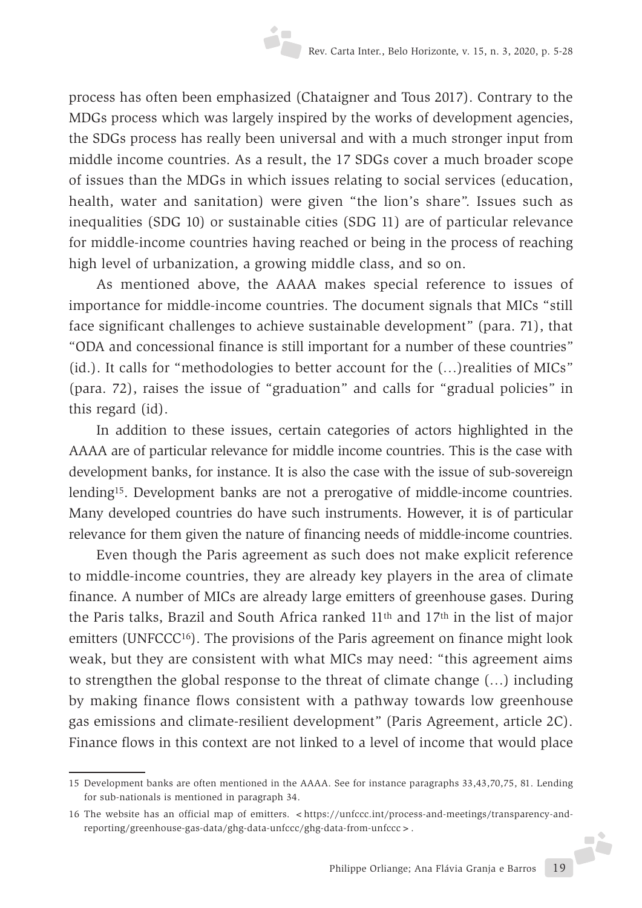process has often been emphasized (Chataigner and Tous 2017). Contrary to the MDGs process which was largely inspired by the works of development agencies, the SDGs process has really been universal and with a much stronger input from middle income countries. As a result, the 17 SDGs cover a much broader scope of issues than the MDGs in which issues relating to social services (education, health, water and sanitation) were given "the lion's share". Issues such as inequalities (SDG 10) or sustainable cities (SDG 11) are of particular relevance for middle-income countries having reached or being in the process of reaching high level of urbanization, a growing middle class, and so on.

As mentioned above, the AAAA makes special reference to issues of importance for middle-income countries. The document signals that MICs "still face significant challenges to achieve sustainable development" (para. 71), that "ODA and concessional finance is still important for a number of these countries" (id.). It calls for "methodologies to better account for the (…)realities of MICs" (para. 72), raises the issue of "graduation" and calls for "gradual policies" in this regard (id).

In addition to these issues, certain categories of actors highlighted in the AAAA are of particular relevance for middle income countries. This is the case with development banks, for instance. It is also the case with the issue of sub-sovereign lending[15]. Development banks are not a prerogative of middle-income countries. Many developed countries do have such instruments. However, it is of particular relevance for them given the nature of financing needs of middle-income countries.

Even though the Paris agreement as such does not make explicit reference to middle-income countries, they are already key players in the area of climate finance. A number of MICs are already large emitters of greenhouse gases. During the Paris talks, Brazil and South Africa ranked 11th and 17th in the list of major emitters (UNFCCC[16]). The provisions of the Paris agreement on finance might look weak, but they are consistent with what MICs may need: "this agreement aims to strengthen the global response to the threat of climate change (…) including by making finance flows consistent with a pathway towards low greenhouse gas emissions and climate-resilient development" (Paris Agreement, article 2C). Finance flows in this context are not linked to a level of income that would place

---

15 Development banks are often mentioned in the AAAA. See for instance paragraphs 33,43,70,75, 81. Lending for sub-nationals is mentioned in paragraph 34.

16 The website has an official map of emitters. <https://unfccc.int/process-and-meetings/transparency-and-reporting/greenhouse-gas-data/ghg-data-unfccc/ghg-data-from-unfccc>.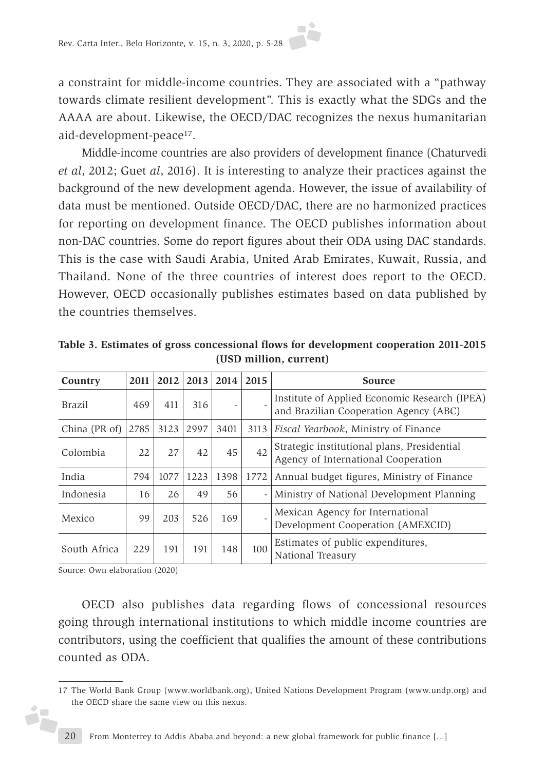a constraint for middle-income countries. They are associated with a "pathway towards climate resilient development". This is exactly what the SDGs and the AAAA are about. Likewise, the OECD/DAC recognizes the nexus humanitarian aid-development-peace[17].

Middle-income countries are also providers of development finance (Chaturvedi *et al*, 2012; Guet *al*, 2016). It is interesting to analyze their practices against the background of the new development agenda. However, the issue of availability of data must be mentioned. Outside OECD/DAC, there are no harmonized practices for reporting on development finance. The OECD publishes information about non-DAC countries. Some do report figures about their ODA using DAC standards. This is the case with Saudi Arabia, United Arab Emirates, Kuwait, Russia, and Thailand. None of the three countries of interest does report to the OECD. However, OECD occasionally publishes estimates based on data published by the countries themselves.

**Table 3. Estimates of gross concessional flows for development cooperation 2011-2015 (USD million, current)**

| Country | 2011 | 2012 | 2013 | 2014 | 2015 | Source |
|---|---|---|---|---|---|---|
| Brazil | 469 | 411 | 316 | - | - | Institute of Applied Economic Research (IPEA) and Brazilian Cooperation Agency (ABC) |
| China (PR of) | 2785 | 3123 | 2997 | 3401 | 3113 | *Fiscal Yearbook*, Ministry of Finance |
| Colombia | 22 | 27 | 42 | 45 | 42 | Strategic institutional plans, Presidential Agency of International Cooperation |
| India | 794 | 1077 | 1223 | 1398 | 1772 | Annual budget figures, Ministry of Finance |
| Indonesia | 16 | 26 | 49 | 56 | - | Ministry of National Development Planning |
| Mexico | 99 | 203 | 526 | 169 | - | Mexican Agency for International Development Cooperation (AMEXCID) |
| South Africa | 229 | 191 | 191 | 148 | 100 | Estimates of public expenditures, National Treasury |

Source: Own elaboration (2020)

OECD also publishes data regarding flows of concessional resources going through international institutions to which middle income countries are contributors, using the coefficient that qualifies the amount of these contributions counted as ODA.

---

17 The World Bank Group (www.worldbank.org), United Nations Development Program (www.undp.org) and the OECD share the same view on this nexus.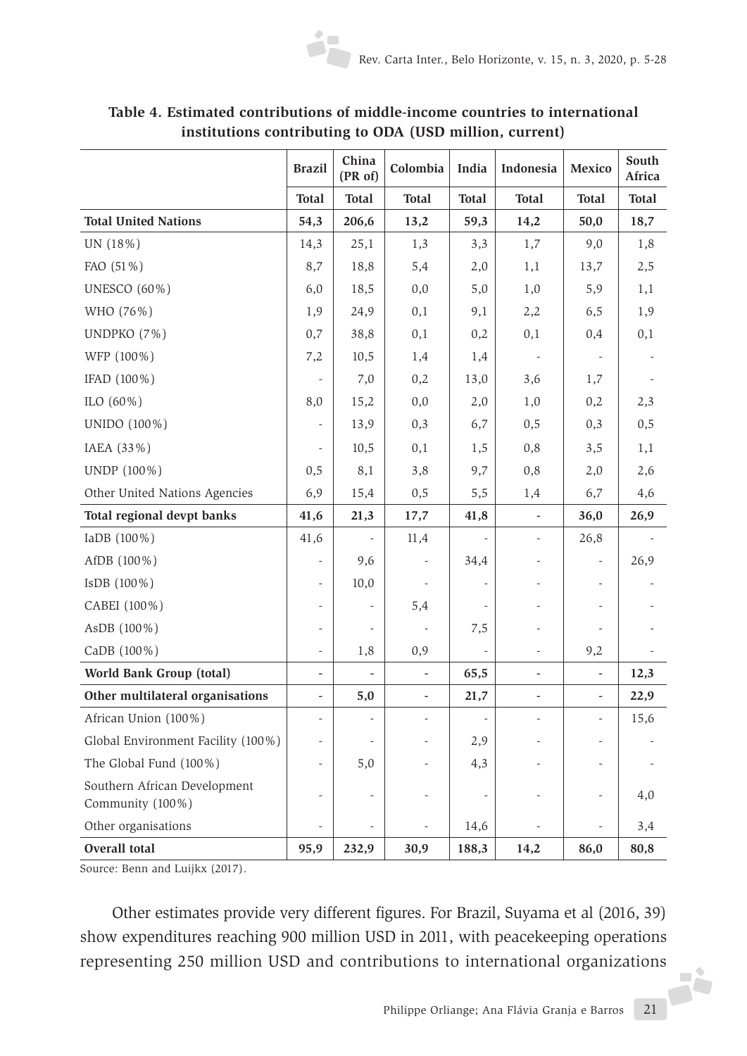**Table 4. Estimated contributions of middle-income countries to international institutions contributing to ODA (USD million, current)**

| | Brazil | China (PR of) | Colombia | India | Indonesia | Mexico | South Africa |
|---|---|---|---|---|---|---|---|
| | Total | Total | Total | Total | Total | Total | Total |
| **Total United Nations** | **54,3** | **206,6** | **13,2** | **59,3** | **14,2** | **50,0** | **18,7** |
| UN (18%) | 14,3 | 25,1 | 1,3 | 3,3 | 1,7 | 9,0 | 1,8 |
| FAO (51%) | 8,7 | 18,8 | 5,4 | 2,0 | 1,1 | 13,7 | 2,5 |
| UNESCO (60%) | 6,0 | 18,5 | 0,0 | 5,0 | 1,0 | 5,9 | 1,1 |
| WHO (76%) | 1,9 | 24,9 | 0,1 | 9,1 | 2,2 | 6,5 | 1,9 |
| UNDPKO (7%) | 0,7 | 38,8 | 0,1 | 0,2 | 0,1 | 0,4 | 0,1 |
| WFP (100%) | 7,2 | 10,5 | 1,4 | 1,4 | - | - | - |
| IFAD (100%) | - | 7,0 | 0,2 | 13,0 | 3,6 | 1,7 | - |
| ILO (60%) | 8,0 | 15,2 | 0,0 | 2,0 | 1,0 | 0,2 | 2,3 |
| UNIDO (100%) | - | 13,9 | 0,3 | 6,7 | 0,5 | 0,3 | 0,5 |
| IAEA (33%) | - | 10,5 | 0,1 | 1,5 | 0,8 | 3,5 | 1,1 |
| UNDP (100%) | 0,5 | 8,1 | 3,8 | 9,7 | 0,8 | 2,0 | 2,6 |
| Other United Nations Agencies | 6,9 | 15,4 | 0,5 | 5,5 | 1,4 | 6,7 | 4,6 |
| **Total regional devpt banks** | **41,6** | **21,3** | **17,7** | **41,8** | **-** | **36,0** | **26,9** |
| IaDB (100%) | 41,6 | - | 11,4 | - | - | 26,8 | - |
| AfDB (100%) | - | 9,6 | - | 34,4 | - | - | 26,9 |
| IsDB (100%) | - | 10,0 | - | - | - | - | - |
| CABEI (100%) | - | - | 5,4 | - | - | - | - |
| AsDB (100%) | - | - | - | 7,5 | - | - | - |
| CaDB (100%) | - | 1,8 | 0,9 | - | - | 9,2 | - |
| **World Bank Group (total)** | **-** | **-** | **-** | **65,5** | **-** | **-** | **12,3** |
| **Other multilateral organisations** | **-** | **5,0** | **-** | **21,7** | **-** | **-** | **22,9** |
| African Union (100%) | - | - | - | - | - | - | 15,6 |
| Global Environment Facility (100%) | - | - | - | 2,9 | - | - | - |
| The Global Fund (100%) | - | 5,0 | - | 4,3 | - | - | - |
| Southern African Development Community (100%) | - | - | - | - | - | - | 4,0 |
| Other organisations | - | - | - | 14,6 | - | - | 3,4 |
| **Overall total** | **95,9** | **232,9** | **30,9** | **188,3** | **14,2** | **86,0** | **80,8** |

Source: Benn and Luijkx (2017).

Other estimates provide very different figures. For Brazil, Suyama et al (2016, 39) show expenditures reaching 900 million USD in 2011, with peacekeeping operations representing 250 million USD and contributions to international organizations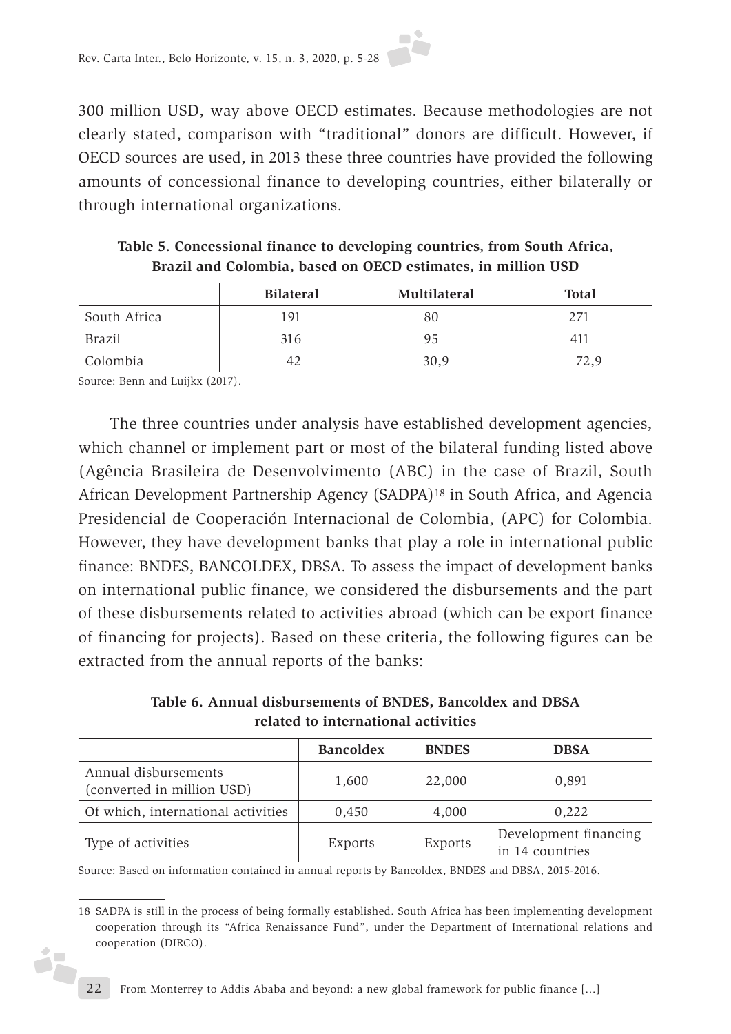300 million USD, way above OECD estimates. Because methodologies are not clearly stated, comparison with "traditional" donors are difficult. However, if OECD sources are used, in 2013 these three countries have provided the following amounts of concessional finance to developing countries, either bilaterally or through international organizations.

**Table 5. Concessional finance to developing countries, from South Africa, Brazil and Colombia, based on OECD estimates, in million USD**

| | Bilateral | Multilateral | Total |
|---|---|---|---|
| South Africa | 191 | 80 | 271 |
| Brazil | 316 | 95 | 411 |
| Colombia | 42 | 30,9 | 72,9 |

Source: Benn and Luijkx (2017).

The three countries under analysis have established development agencies, which channel or implement part or most of the bilateral funding listed above (Agência Brasileira de Desenvolvimento (ABC) in the case of Brazil, South African Development Partnership Agency (SADPA)[18] in South Africa, and Agencia Presidencial de Cooperación Internacional de Colombia, (APC) for Colombia. However, they have development banks that play a role in international public finance: BNDES, BANCOLDEX, DBSA. To assess the impact of development banks on international public finance, we considered the disbursements and the part of these disbursements related to activities abroad (which can be export finance of financing for projects). Based on these criteria, the following figures can be extracted from the annual reports of the banks:

**Table 6. Annual disbursements of BNDES, Bancoldex and DBSA related to international activities**

| | Bancoldex | BNDES | DBSA |
|---|---|---|---|
| Annual disbursements (converted in million USD) | 1,600 | 22,000 | 0,891 |
| Of which, international activities | 0,450 | 4,000 | 0,222 |
| Type of activities | Exports | Exports | Development financing in 14 countries |

Source: Based on information contained in annual reports by Bancoldex, BNDES and DBSA, 2015-2016.

18 SADPA is still in the process of being formally established. South Africa has been implementing development cooperation through its "Africa Renaissance Fund", under the Department of International relations and cooperation (DIRCO).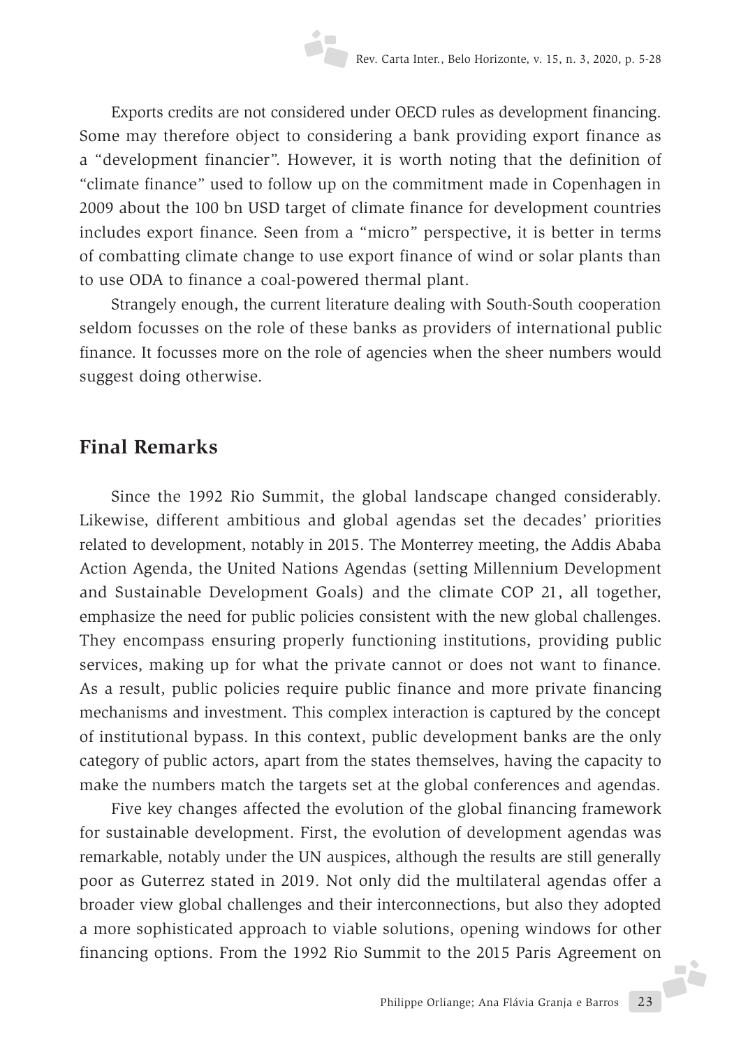Exports credits are not considered under OECD rules as development financing. Some may therefore object to considering a bank providing export finance as a "development financier". However, it is worth noting that the definition of "climate finance" used to follow up on the commitment made in Copenhagen in 2009 about the 100 bn USD target of climate finance for development countries includes export finance. Seen from a "micro" perspective, it is better in terms of combatting climate change to use export finance of wind or solar plants than to use ODA to finance a coal-powered thermal plant.

Strangely enough, the current literature dealing with South-South cooperation seldom focusses on the role of these banks as providers of international public finance. It focusses more on the role of agencies when the sheer numbers would suggest doing otherwise.

## Final Remarks

Since the 1992 Rio Summit, the global landscape changed considerably. Likewise, different ambitious and global agendas set the decades' priorities related to development, notably in 2015. The Monterrey meeting, the Addis Ababa Action Agenda, the United Nations Agendas (setting Millennium Development and Sustainable Development Goals) and the climate COP 21, all together, emphasize the need for public policies consistent with the new global challenges. They encompass ensuring properly functioning institutions, providing public services, making up for what the private cannot or does not want to finance. As a result, public policies require public finance and more private financing mechanisms and investment. This complex interaction is captured by the concept of institutional bypass. In this context, public development banks are the only category of public actors, apart from the states themselves, having the capacity to make the numbers match the targets set at the global conferences and agendas.

Five key changes affected the evolution of the global financing framework for sustainable development. First, the evolution of development agendas was remarkable, notably under the UN auspices, although the results are still generally poor as Guterrez stated in 2019. Not only did the multilateral agendas offer a broader view global challenges and their interconnections, but also they adopted a more sophisticated approach to viable solutions, opening windows for other financing options. From the 1992 Rio Summit to the 2015 Paris Agreement on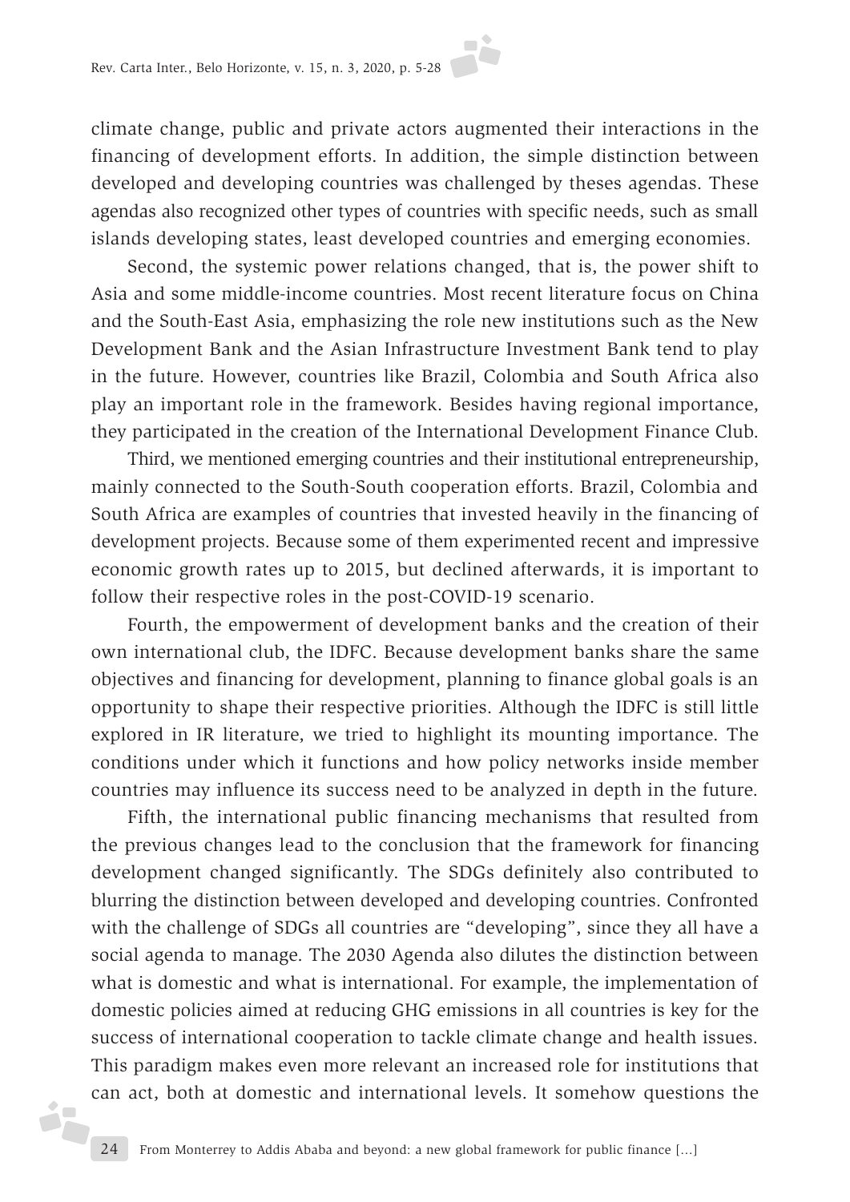climate change, public and private actors augmented their interactions in the financing of development efforts. In addition, the simple distinction between developed and developing countries was challenged by theses agendas. These agendas also recognized other types of countries with specific needs, such as small islands developing states, least developed countries and emerging economies.

Second, the systemic power relations changed, that is, the power shift to Asia and some middle-income countries. Most recent literature focus on China and the South-East Asia, emphasizing the role new institutions such as the New Development Bank and the Asian Infrastructure Investment Bank tend to play in the future. However, countries like Brazil, Colombia and South Africa also play an important role in the framework. Besides having regional importance, they participated in the creation of the International Development Finance Club.

Third, we mentioned emerging countries and their institutional entrepreneurship, mainly connected to the South-South cooperation efforts. Brazil, Colombia and South Africa are examples of countries that invested heavily in the financing of development projects. Because some of them experimented recent and impressive economic growth rates up to 2015, but declined afterwards, it is important to follow their respective roles in the post-COVID-19 scenario.

Fourth, the empowerment of development banks and the creation of their own international club, the IDFC. Because development banks share the same objectives and financing for development, planning to finance global goals is an opportunity to shape their respective priorities. Although the IDFC is still little explored in IR literature, we tried to highlight its mounting importance. The conditions under which it functions and how policy networks inside member countries may influence its success need to be analyzed in depth in the future.

Fifth, the international public financing mechanisms that resulted from the previous changes lead to the conclusion that the framework for financing development changed significantly. The SDGs definitely also contributed to blurring the distinction between developed and developing countries. Confronted with the challenge of SDGs all countries are "developing", since they all have a social agenda to manage. The 2030 Agenda also dilutes the distinction between what is domestic and what is international. For example, the implementation of domestic policies aimed at reducing GHG emissions in all countries is key for the success of international cooperation to tackle climate change and health issues. This paradigm makes even more relevant an increased role for institutions that can act, both at domestic and international levels. It somehow questions the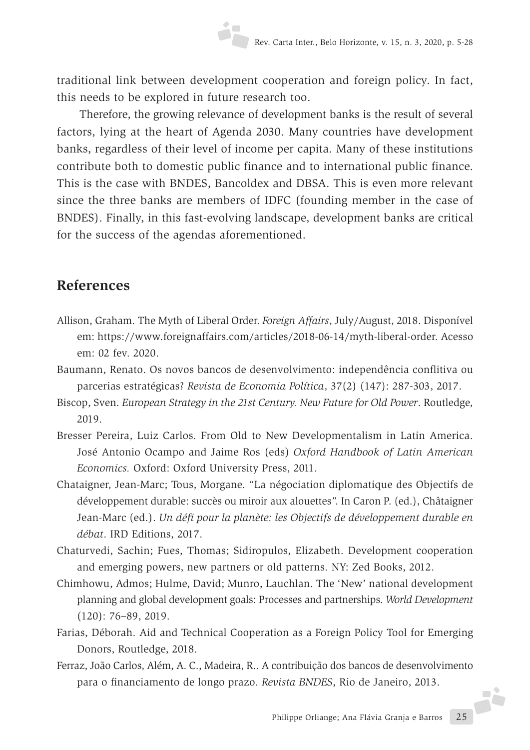traditional link between development cooperation and foreign policy. In fact, this needs to be explored in future research too.

Therefore, the growing relevance of development banks is the result of several factors, lying at the heart of Agenda 2030. Many countries have development banks, regardless of their level of income per capita. Many of these institutions contribute both to domestic public finance and to international public finance. This is the case with BNDES, Bancoldex and DBSA. This is even more relevant since the three banks are members of IDFC (founding member in the case of BNDES). Finally, in this fast-evolving landscape, development banks are critical for the success of the agendas aforementioned.

## References

Allison, Graham. The Myth of Liberal Order. *Foreign Affairs*, July/August, 2018. Disponível em: https://www.foreignaffairs.com/articles/2018-06-14/myth-liberal-order. Acesso em: 02 fev. 2020.

Baumann, Renato. Os novos bancos de desenvolvimento: independência conflitiva ou parcerias estratégicas? *Revista de Economia Política*, 37(2) (147): 287-303, 2017.

Biscop, Sven. *European Strategy in the 21st Century. New Future for Old Power*. Routledge, 2019.

Bresser Pereira, Luiz Carlos. From Old to New Developmentalism in Latin America. José Antonio Ocampo and Jaime Ros (eds) *Oxford Handbook of Latin American Economics.* Oxford: Oxford University Press, 2011.

Chataigner, Jean-Marc; Tous, Morgane. "La négociation diplomatique des Objectifs de développement durable: succès ou miroir aux alouettes". In Caron P. (ed.), Châtaigner Jean-Marc (ed.). *Un défi pour la planète: les Objectifs de développement durable en débat*. IRD Editions, 2017.

Chaturvedi, Sachin; Fues, Thomas; Sidiropulos, Elizabeth. Development cooperation and emerging powers, new partners or old patterns. NY: Zed Books, 2012.

Chimhowu, Admos; Hulme, David; Munro, Lauchlan. The 'New' national development planning and global development goals: Processes and partnerships. *World Development* (120): 76–89, 2019.

Farias, Déborah. Aid and Technical Cooperation as a Foreign Policy Tool for Emerging Donors, Routledge, 2018.

Ferraz, João Carlos, Além, A. C., Madeira, R.. A contribuição dos bancos de desenvolvimento para o financiamento de longo prazo. *Revista BNDES*, Rio de Janeiro, 2013.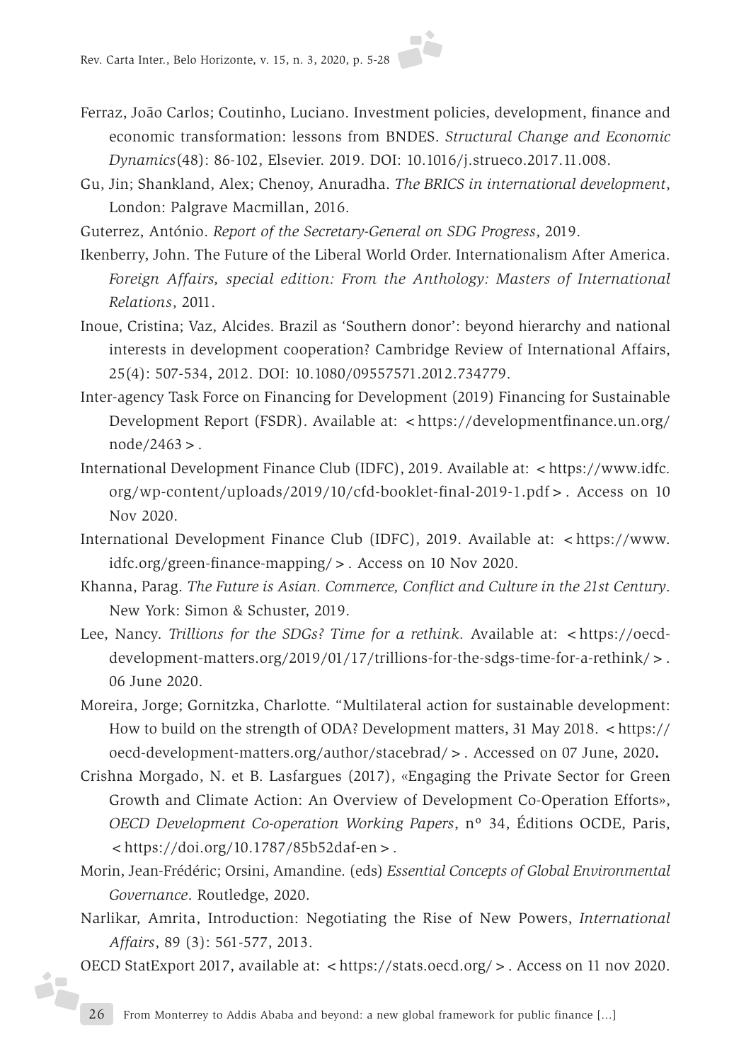Ferraz, João Carlos; Coutinho, Luciano. Investment policies, development, finance and economic transformation: lessons from BNDES. *Structural Change and Economic Dynamics*(48): 86-102, Elsevier. 2019. DOI: 10.1016/j.strueco.2017.11.008.

Gu, Jin; Shankland, Alex; Chenoy, Anuradha. *The BRICS in international development*, London: Palgrave Macmillan, 2016.

Guterrez, António. *Report of the Secretary-General on SDG Progress*, 2019.

Ikenberry, John. The Future of the Liberal World Order. Internationalism After America. *Foreign Affairs, special edition: From the Anthology: Masters of International Relations*, 2011.

Inoue, Cristina; Vaz, Alcides. Brazil as 'Southern donor': beyond hierarchy and national interests in development cooperation? Cambridge Review of International Affairs, 25(4): 507-534, 2012. DOI: 10.1080/09557571.2012.734779.

Inter-agency Task Force on Financing for Development (2019) Financing for Sustainable Development Report (FSDR). Available at: <https://developmentfinance.un.org/node/2463>.

International Development Finance Club (IDFC), 2019. Available at: <https://www.idfc.org/wp-content/uploads/2019/10/cfd-booklet-final-2019-1.pdf>. Access on 10 Nov 2020.

International Development Finance Club (IDFC), 2019. Available at: <https://www.idfc.org/green-finance-mapping/>. Access on 10 Nov 2020.

Khanna, Parag. *The Future is Asian. Commerce, Conflict and Culture in the 21st Century*. New York: Simon & Schuster, 2019.

Lee, Nancy. *Trillions for the SDGs? Time for a rethink.* Available at: <https://oecd-development-matters.org/2019/01/17/trillions-for-the-sdgs-time-for-a-rethink/>. 06 June 2020.

Moreira, Jorge; Gornitzka, Charlotte. "Multilateral action for sustainable development: How to build on the strength of ODA? Development matters, 31 May 2018. <https://oecd-development-matters.org/author/stacebrad/>. Accessed on 07 June, 2020**.**

Crishna Morgado, N. et B. Lasfargues (2017), «Engaging the Private Sector for Green Growth and Climate Action: An Overview of Development Co-Operation Efforts», *OECD Development Co-operation Working Papers*, nº 34, Éditions OCDE, Paris, <https://doi.org/10.1787/85b52daf-en>.

Morin, Jean-Frédéric; Orsini, Amandine. (eds) *Essential Concepts of Global Environmental Governance*. Routledge, 2020.

Narlikar, Amrita, Introduction: Negotiating the Rise of New Powers, *International Affairs*, 89 (3): 561-577, 2013.

OECD StatExport 2017, available at: <https://stats.oecd.org/>. Access on 11 nov 2020.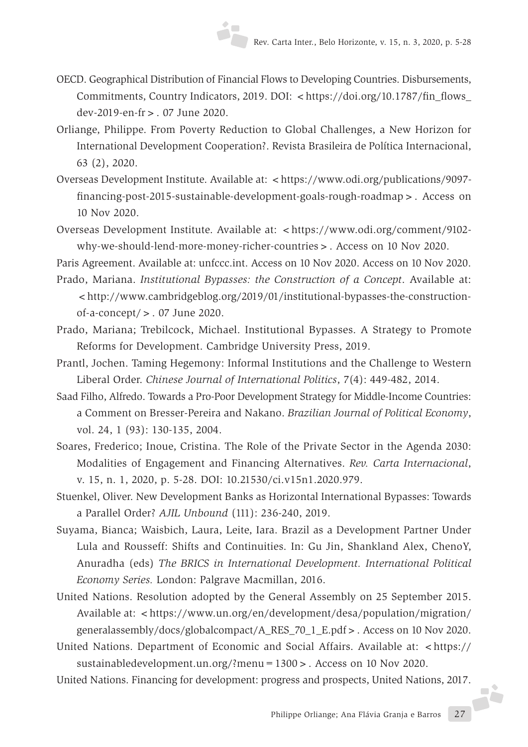OECD. Geographical Distribution of Financial Flows to Developing Countries. Disbursements, Commitments, Country Indicators, 2019. DOI: <https://doi.org/10.1787/fin_flows_dev-2019-en-fr>. 07 June 2020.

Orliange, Philippe. From Poverty Reduction to Global Challenges, a New Horizon for International Development Cooperation?. Revista Brasileira de Política Internacional, 63 (2), 2020.

Overseas Development Institute. Available at: <https://www.odi.org/publications/9097-financing-post-2015-sustainable-development-goals-rough-roadmap>. Access on 10 Nov 2020.

Overseas Development Institute. Available at: <https://www.odi.org/comment/9102-why-we-should-lend-more-money-richer-countries>. Access on 10 Nov 2020.

Paris Agreement. Available at: unfccc.int. Access on 10 Nov 2020. Access on 10 Nov 2020.

Prado, Mariana. *Institutional Bypasses: the Construction of a Concept*. Available at: <http://www.cambridgeblog.org/2019/01/institutional-bypasses-the-construction-of-a-concept/>. 07 June 2020.

Prado, Mariana; Trebilcock, Michael. Institutional Bypasses. A Strategy to Promote Reforms for Development. Cambridge University Press, 2019.

Prantl, Jochen. Taming Hegemony: Informal Institutions and the Challenge to Western Liberal Order. *Chinese Journal of International Politics*, 7(4): 449-482, 2014.

Saad Filho, Alfredo. Towards a Pro-Poor Development Strategy for Middle-Income Countries: a Comment on Bresser-Pereira and Nakano. *Brazilian Journal of Political Economy*, vol. 24, 1 (93): 130-135, 2004.

Soares, Frederico; Inoue, Cristina. The Role of the Private Sector in the Agenda 2030: Modalities of Engagement and Financing Alternatives. *Rev. Carta Internacional*, v. 15, n. 1, 2020, p. 5-28. DOI: 10.21530/ci.v15n1.2020.979.

Stuenkel, Oliver. New Development Banks as Horizontal International Bypasses: Towards a Parallel Order? *AJIL Unbound* (111): 236-240, 2019.

Suyama, Bianca; Waisbich, Laura, Leite, Iara. Brazil as a Development Partner Under Lula and Rousseff: Shifts and Continuities. In: Gu Jin, Shankland Alex, ChenoY, Anuradha (eds) *The BRICS in International Development. International Political Economy Series.* London: Palgrave Macmillan, 2016.

United Nations. Resolution adopted by the General Assembly on 25 September 2015. Available at: <https://www.un.org/en/development/desa/population/migration/generalassembly/docs/globalcompact/A_RES_70_1_E.pdf>. Access on 10 Nov 2020.

United Nations. Department of Economic and Social Affairs. Available at: <https://sustainabledevelopment.un.org/?menu=1300>. Access on 10 Nov 2020.

United Nations. Financing for development: progress and prospects, United Nations, 2017.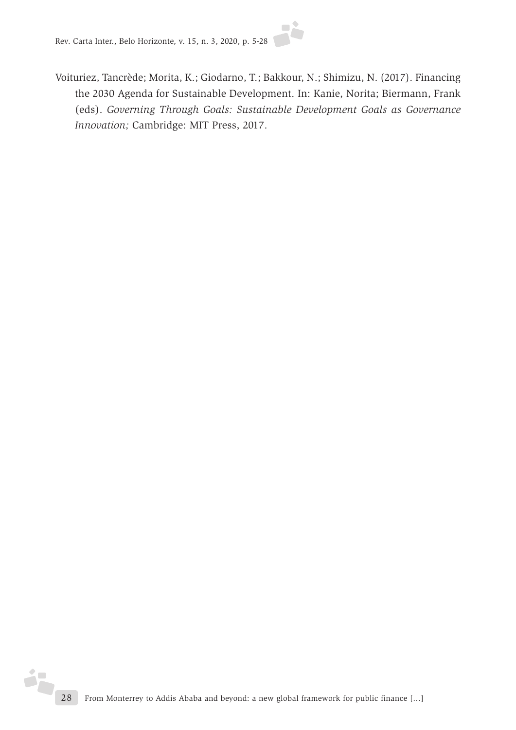Voituriez, Tancrède; Morita, K.; Giodarno, T.; Bakkour, N.; Shimizu, N. (2017). Financing the 2030 Agenda for Sustainable Development. In: Kanie, Norita; Biermann, Frank (eds). *Governing Through Goals: Sustainable Development Goals as Governance Innovation;* Cambridge: MIT Press, 2017.